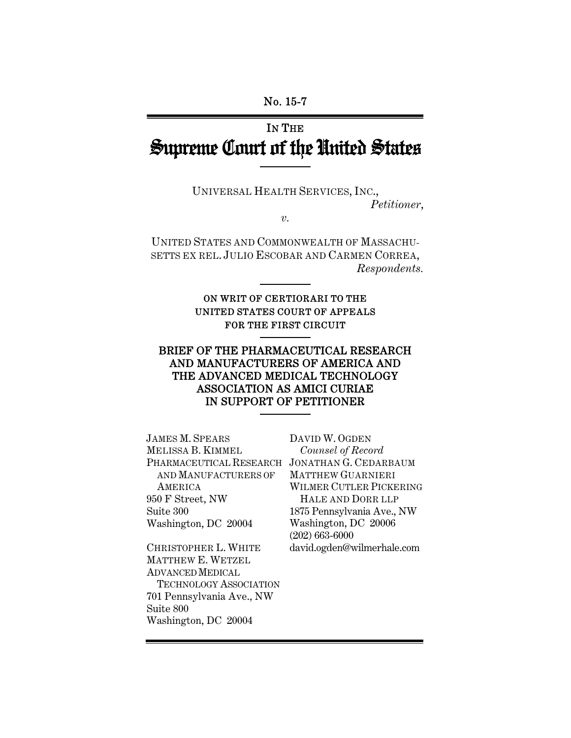No. 15-7

# IN THE
# Supreme Court of the United States

UNIVERSAL HEALTH SERVICES, INC.,
*Petitioner*,

*v.*

UNITED STATES AND COMMONWEALTH OF MASSACHUSETTS EX REL. JULIO ESCOBAR AND CARMEN CORREA,
*Respondents.*

ON WRIT OF CERTIORARI TO THE UNITED STATES COURT OF APPEALS FOR THE FIRST CIRCUIT

**BRIEF OF THE PHARMACEUTICAL RESEARCH AND MANUFACTURERS OF AMERICA AND THE ADVANCED MEDICAL TECHNOLOGY ASSOCIATION AS AMICI CURIAE IN SUPPORT OF PETITIONER**

JAMES M. SPEARS
MELISSA B. KIMMEL
PHARMACEUTICAL RESEARCH AND MANUFACTURERS OF AMERICA
950 F Street, NW
Suite 300
Washington, DC 20004

CHRISTOPHER L. WHITE
MATTHEW E. WETZEL
ADVANCED MEDICAL TECHNOLOGY ASSOCIATION
701 Pennsylvania Ave., NW
Suite 800
Washington, DC 20004

DAVID W. OGDEN
*Counsel of Record*
JONATHAN G. CEDARBAUM
MATTHEW GUARNIERI
WILMER CUTLER PICKERING HALE AND DORR LLP
1875 Pennsylvania Ave., NW
Washington, DC 20006
(202) 663-6000
david.ogden@wilmerhale.com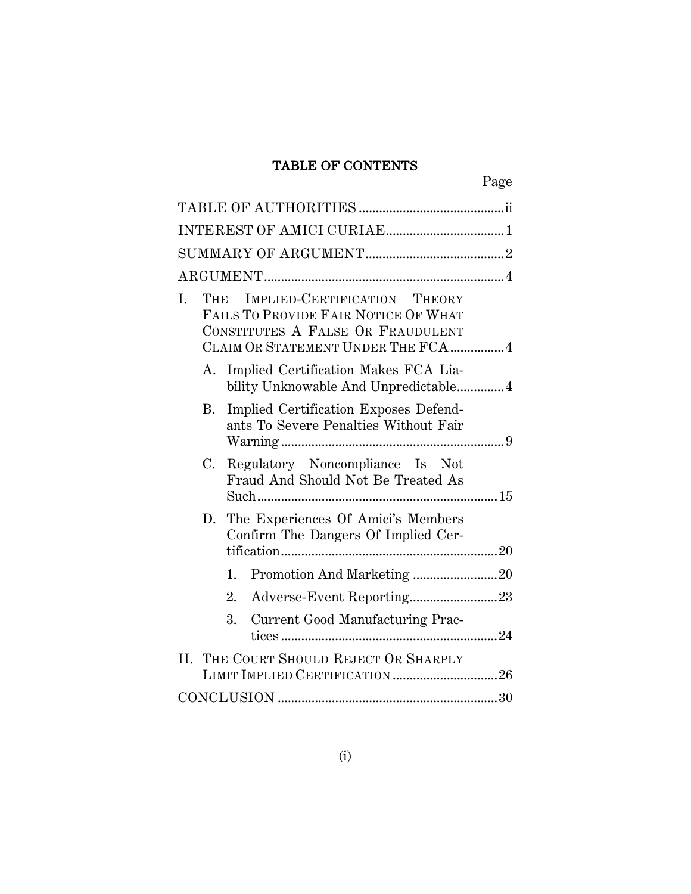# TABLE OF CONTENTS

Page

TABLE OF AUTHORITIES ........................................... ii

INTEREST OF AMICI CURIAE .................................. 1

SUMMARY OF ARGUMENT ......................................... 2

ARGUMENT ...................................................................... 4

I. THE IMPLIED-CERTIFICATION THEORY FAILS TO PROVIDE FAIR NOTICE OF WHAT CONSTITUTES A FALSE OR FRAUDULENT CLAIM OR STATEMENT UNDER THE FCA ................ 4

   A. Implied Certification Makes FCA Liability Unknowable And Unpredictable .............. 4

   B. Implied Certification Exposes Defendants To Severe Penalties Without Fair Warning .................................................................. 9

   C. Regulatory Noncompliance Is Not Fraud And Should Not Be Treated As Such ...................................................................... 15

   D. The Experiences Of Amici's Members Confirm The Dangers Of Implied Certification ............................................................... 20

      1. Promotion And Marketing ......................... 20

      2. Adverse-Event Reporting .......................... 23

      3. Current Good Manufacturing Practices ................................................................ 24

II. THE COURT SHOULD REJECT OR SHARPLY LIMIT IMPLIED CERTIFICATION ............................... 26

CONCLUSION ................................................................. 30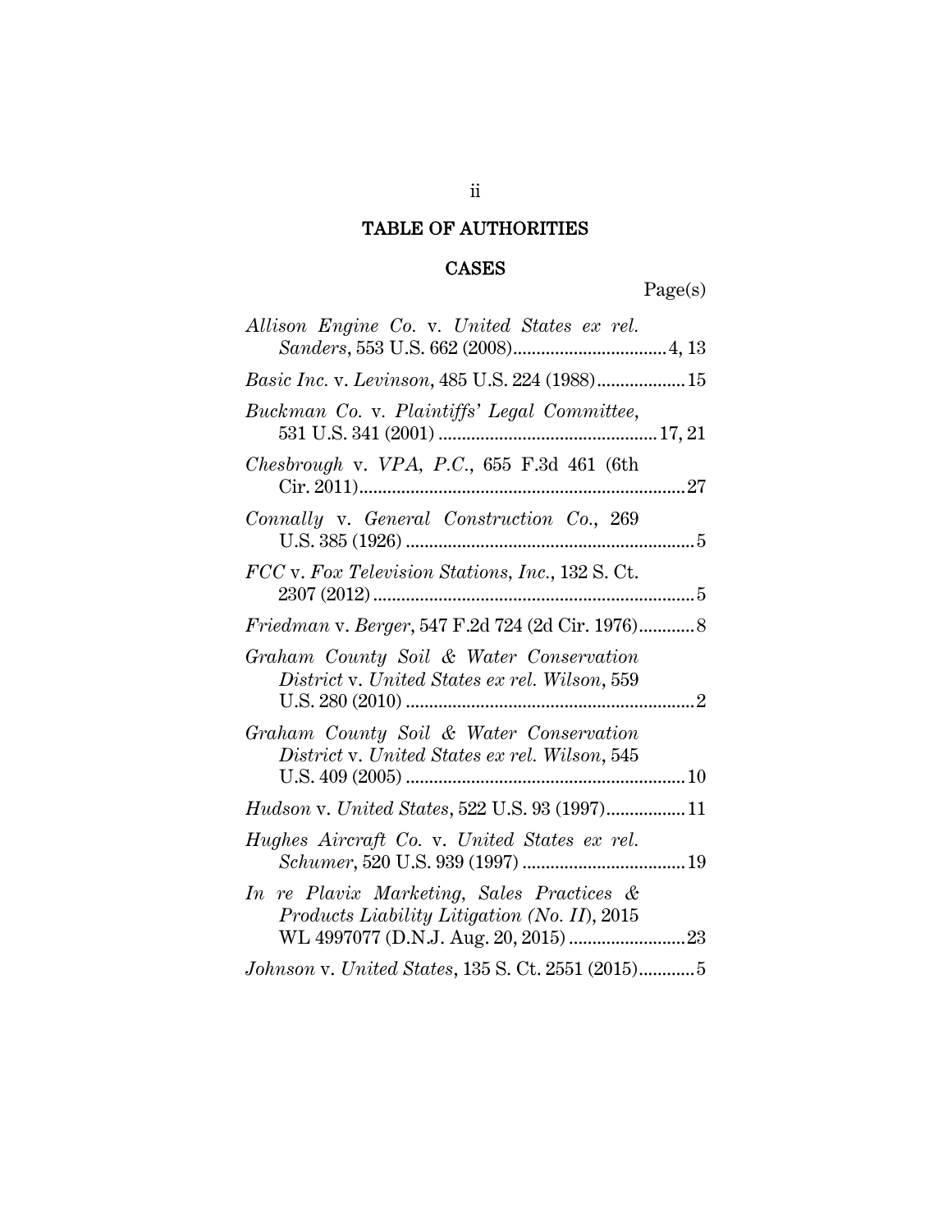# TABLE OF AUTHORITIES

## CASES

Page(s)

*Allison Engine Co.* v. *United States ex rel. Sanders*, 553 U.S. 662 (2008)................................4, 13

*Basic Inc.* v. *Levinson*, 485 U.S. 224 (1988)...................15

*Buckman Co.* v. *Plaintiffs' Legal Committee*, 531 U.S. 341 (2001) ..............................................17, 21

*Chesbrough* v. *VPA, P.C.*, 655 F.3d 461 (6th Cir. 2011).....................................................................27

*Connally* v. *General Construction Co.*, 269 U.S. 385 (1926) .............................................................5

*FCC* v. *Fox Television Stations, Inc.*, 132 S. Ct. 2307 (2012).....................................................................5

*Friedman* v. *Berger*, 547 F.2d 724 (2d Cir. 1976)............8

*Graham County Soil & Water Conservation District* v. *United States ex rel. Wilson*, 559 U.S. 280 (2010) .............................................................2

*Graham County Soil & Water Conservation District* v. *United States ex rel. Wilson*, 545 U.S. 409 (2005) ............................................................10

*Hudson* v. *United States*, 522 U.S. 93 (1997).................11

*Hughes Aircraft Co.* v. *United States ex rel. Schumer*, 520 U.S. 939 (1997) ...................................19

*In re Plavix Marketing, Sales Practices & Products Liability Litigation (No. II)*, 2015 WL 4997077 (D.N.J. Aug. 20, 2015) .........................23

*Johnson* v. *United States*, 135 S. Ct. 2551 (2015)............5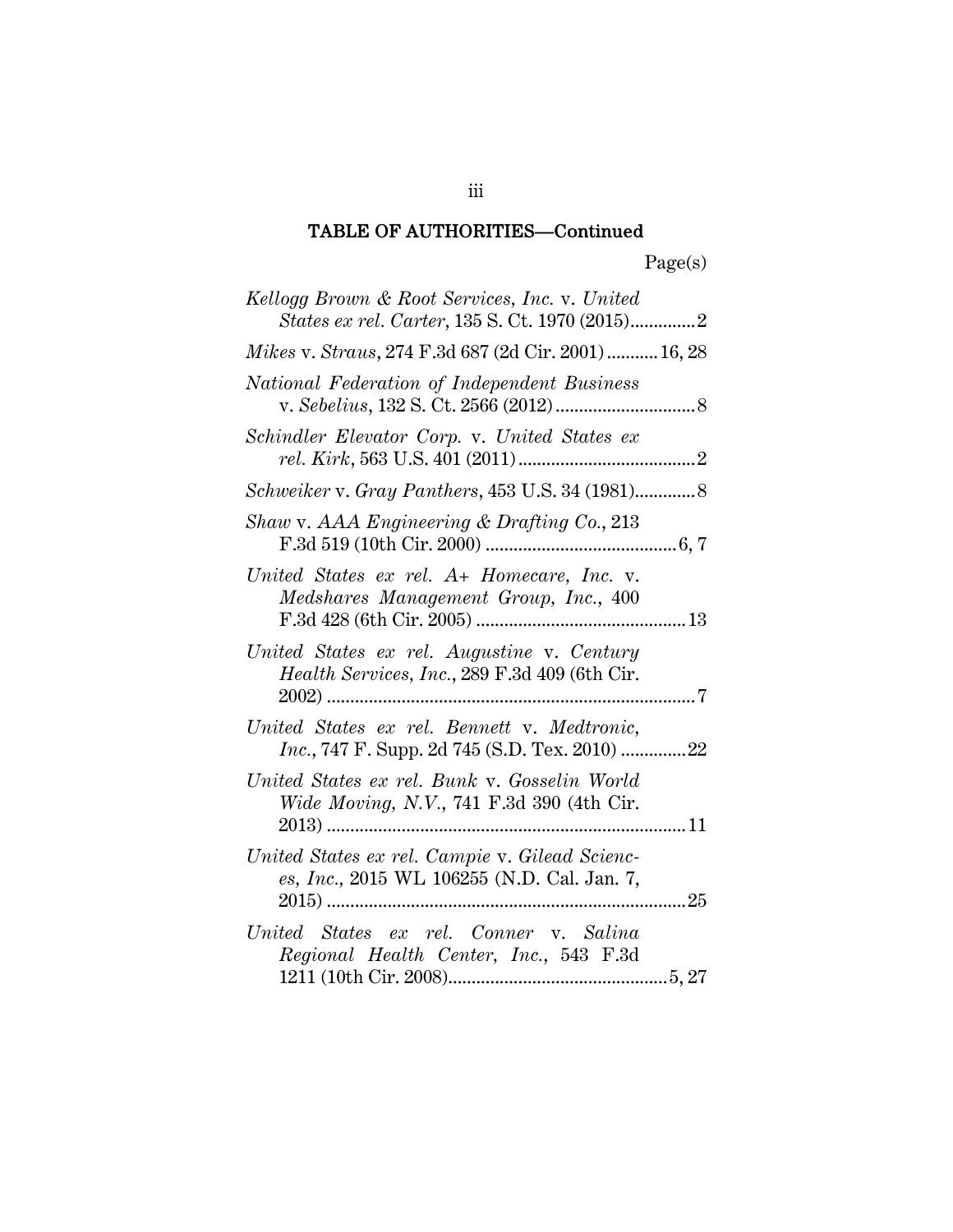## TABLE OF AUTHORITIES—Continued

Page(s)

*Kellogg Brown & Root Services, Inc.* v. *United States ex rel. Carter*, 135 S. Ct. 1970 (2015)..............2

*Mikes* v. *Straus*, 274 F.3d 687 (2d Cir. 2001)...........16, 28

*National Federation of Independent Business* v. *Sebelius*, 132 S. Ct. 2566 (2012)..............................8

*Schindler Elevator Corp.* v. *United States ex rel. Kirk*, 563 U.S. 401 (2011)......................................2

*Schweiker* v. *Gray Panthers*, 453 U.S. 34 (1981).............8

*Shaw* v. *AAA Engineering & Drafting Co.*, 213 F.3d 519 (10th Cir. 2000) .........................................6, 7

*United States ex rel. A+ Homecare, Inc.* v. *Medshares Management Group, Inc.*, 400 F.3d 428 (6th Cir. 2005) .............................................13

*United States ex rel. Augustine* v. *Century Health Services, Inc.*, 289 F.3d 409 (6th Cir. 2002) ...............................................................................7

*United States ex rel. Bennett* v. *Medtronic, Inc.*, 747 F. Supp. 2d 745 (S.D. Tex. 2010) ..............22

*United States ex rel. Bunk* v. *Gosselin World Wide Moving, N.V.*, 741 F.3d 390 (4th Cir. 2013) .............................................................................11

*United States ex rel. Campie* v. *Gilead Sciences, Inc.*, 2015 WL 106255 (N.D. Cal. Jan. 7, 2015) .............................................................................25

*United States ex rel. Conner* v. *Salina Regional Health Center, Inc.*, 543 F.3d 1211 (10th Cir. 2008)...............................................5, 27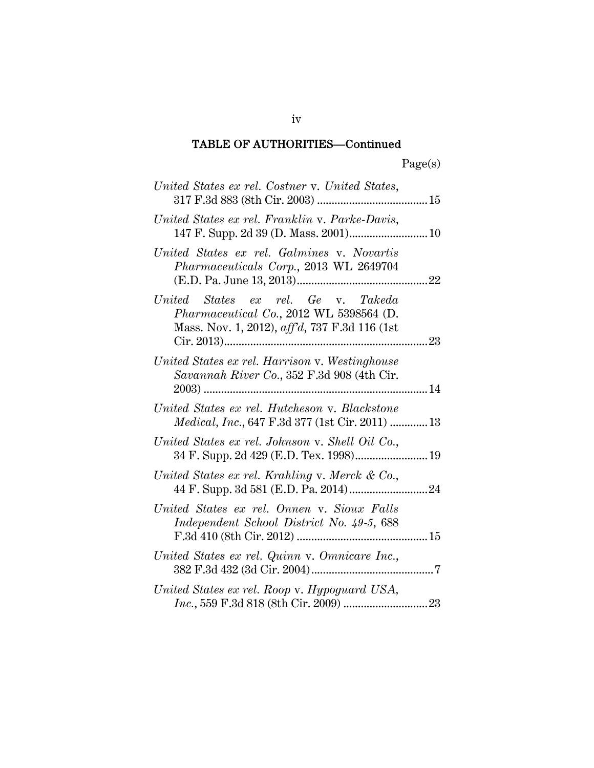## TABLE OF AUTHORITIES—Continued

Page(s)

*United States ex rel. Costner* v. *United States*, 317 F.3d 883 (8th Cir. 2003) ...................................... 15

*United States ex rel. Franklin* v. *Parke-Davis*, 147 F. Supp. 2d 39 (D. Mass. 2001)........................... 10

*United States ex rel. Galmines* v. *Novartis Pharmaceuticals Corp.*, 2013 WL 2649704 (E.D. Pa. June 13, 2013)............................................ 22

*United States ex rel. Ge* v. *Takeda Pharmaceutical Co.*, 2012 WL 5398564 (D. Mass. Nov. 1, 2012), *aff'd*, 737 F.3d 116 (1st Cir. 2013)...................................................................... 23

*United States ex rel. Harrison* v. *Westinghouse Savannah River Co.*, 352 F.3d 908 (4th Cir. 2003) ............................................................................ 14

*United States ex rel. Hutcheson* v. *Blackstone Medical, Inc.*, 647 F.3d 377 (1st Cir. 2011) ............. 13

*United States ex rel. Johnson* v. *Shell Oil Co.*, 34 F. Supp. 2d 429 (E.D. Tex. 1998)......................... 19

*United States ex rel. Krahling* v. *Merck & Co.*, 44 F. Supp. 3d 581 (E.D. Pa. 2014)........................... 24

*United States ex rel. Onnen* v. *Sioux Falls Independent School District No. 49-5*, 688 F.3d 410 (8th Cir. 2012) ............................................ 15

*United States ex rel. Quinn* v. *Omnicare Inc.*, 382 F.3d 432 (3d Cir. 2004).......................................... 7

*United States ex rel. Roop* v. *Hypoguard USA, Inc.*, 559 F.3d 818 (8th Cir. 2009) ............................. 23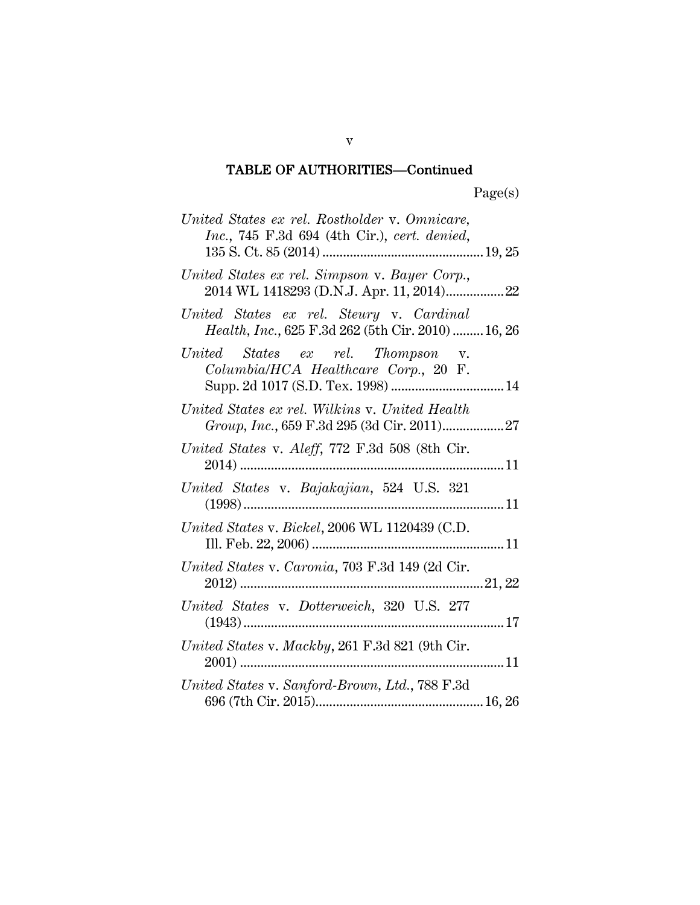## TABLE OF AUTHORITIES—Continued

Page(s)

*United States ex rel. Rostholder* v. *Omnicare, Inc.*, 745 F.3d 694 (4th Cir.), *cert. denied*, 135 S. Ct. 85 (2014) .............................................. 19, 25

*United States ex rel. Simpson* v. *Bayer Corp.*, 2014 WL 1418293 (D.N.J. Apr. 11, 2014)................. 22

*United States ex rel. Steury* v. *Cardinal Health, Inc.*, 625 F.3d 262 (5th Cir. 2010) ......... 16, 26

*United States ex rel. Thompson* v. *Columbia/HCA Healthcare Corp.*, 20 F. Supp. 2d 1017 (S.D. Tex. 1998) ................................. 14

*United States ex rel. Wilkins* v. *United Health Group, Inc.*, 659 F.3d 295 (3d Cir. 2011).................. 27

*United States* v. *Aleff*, 772 F.3d 508 (8th Cir. 2014) ............................................................................ 11

*United States* v. *Bajakajian*, 524 U.S. 321 (1998) ........................................................................... 11

*United States* v. *Bickel*, 2006 WL 1120439 (C.D. Ill. Feb. 22, 2006) ........................................................ 11

*United States* v. *Caronia*, 703 F.3d 149 (2d Cir. 2012) ...................................................................... 21, 22

*United States* v. *Dotterweich*, 320 U.S. 277 (1943) ........................................................................... 17

*United States* v. *Mackby*, 261 F.3d 821 (9th Cir. 2001) ............................................................................ 11

*United States* v. *Sanford-Brown, Ltd.*, 788 F.3d 696 (7th Cir. 2015)................................................ 16, 26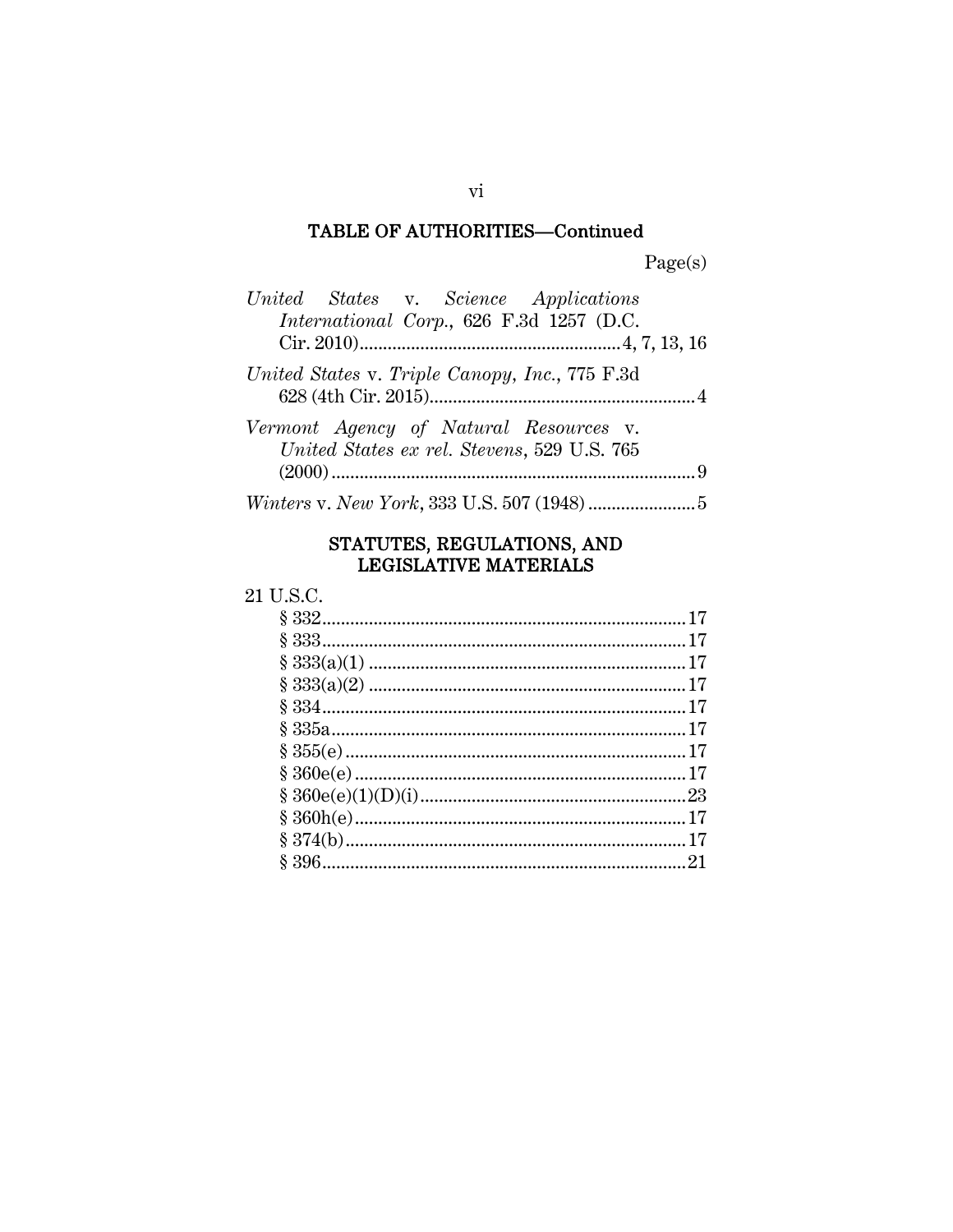## TABLE OF AUTHORITIES—Continued

Page(s)

*United States* v. *Science Applications International Corp.*, 626 F.3d 1257 (D.C. Cir. 2010)........................................4, 7, 13, 16

*United States* v. *Triple Canopy, Inc.*, 775 F.3d 628 (4th Cir. 2015).........................................................4

*Vermont Agency of Natural Resources* v. *United States ex rel. Stevens*, 529 U.S. 765 (2000).............................................................................9

*Winters* v. *New York*, 333 U.S. 507 (1948).......................5

## STATUTES, REGULATIONS, AND LEGISLATIVE MATERIALS

21 U.S.C.

- § 332.............................................................................17
- § 333.............................................................................17
- § 333(a)(1)....................................................................17
- § 333(a)(2)....................................................................17
- § 334.............................................................................17
- § 335a...........................................................................17
- § 355(e).........................................................................17
- § 360e(e).......................................................................17
- § 360e(e)(1)(D)(i).........................................................23
- § 360h(e).......................................................................17
- § 374(b).........................................................................17
- § 396.............................................................................21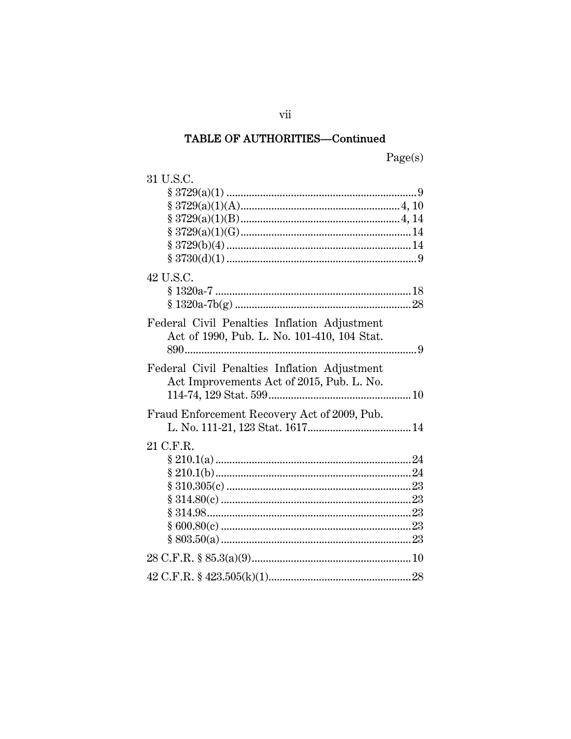## TABLE OF AUTHORITIES—Continued

Page(s)

31 U.S.C.
- § 3729(a)(1) .................................................................. 9
- § 3729(a)(1)(A)........................................................ 4, 10
- § 3729(a)(1)(B)........................................................ 4, 14
- § 3729(a)(1)(G)............................................................ 14
- § 3729(b)(4) ................................................................. 14
- § 3730(d)(1) ................................................................... 9

42 U.S.C.
- § 1320a-7 ..................................................................... 18
- § 1320a-7b(g) .............................................................. 28

Federal Civil Penalties Inflation Adjustment Act of 1990, Pub. L. No. 101-410, 104 Stat. 890.................................................................................. 9

Federal Civil Penalties Inflation Adjustment Act Improvements Act of 2015, Pub. L. No. 114-74, 129 Stat. 599.................................................. 10

Fraud Enforcement Recovery Act of 2009, Pub. L. No. 111-21, 123 Stat. 1617..................................... 14

21 C.F.R.
- § 210.1(a) ...................................................................... 24
- § 210.1(b)...................................................................... 24
- § 310.305(c) ................................................................. 23
- § 314.80(c) ................................................................... 23
- § 314.98........................................................................ 23
- § 600.80(c) ................................................................... 23
- § 803.50(a) ................................................................... 23

28 C.F.R. § 85.3(a)(9)........................................................ 10

42 C.F.R. § 423.505(k)(1).................................................. 28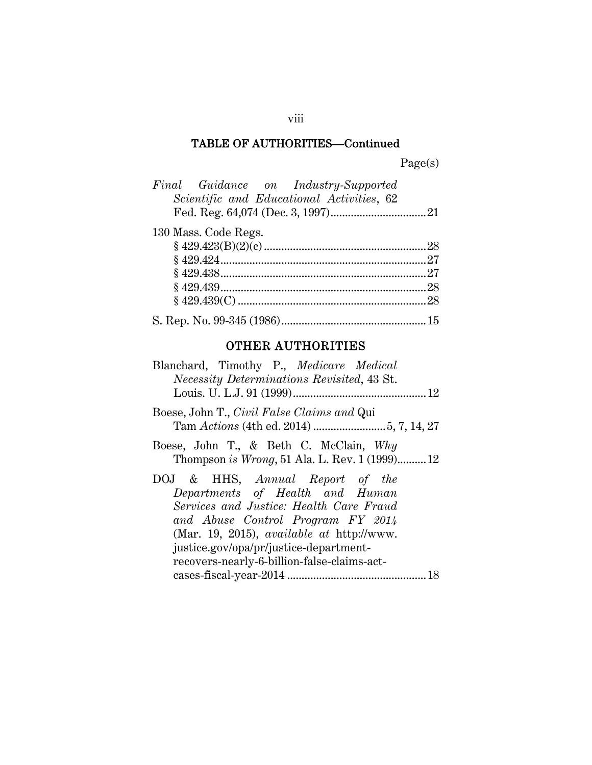## TABLE OF AUTHORITIES—Continued

Page(s)

*Final Guidance on Industry-Supported Scientific and Educational Activities*, 62 Fed. Reg. 64,074 (Dec. 3, 1997) ....................................21

130 Mass. Code Regs.
- § 429.423(B)(2)(c) ....................................28
- § 429.424 ....................................27
- § 429.438 ....................................27
- § 429.439 ....................................28
- § 429.439(C) ....................................28

S. Rep. No. 99-345 (1986) ....................................15

## OTHER AUTHORITIES

Blanchard, Timothy P., *Medicare Medical Necessity Determinations Revisited*, 43 St. Louis. U. L.J. 91 (1999) ....................................12

Boese, John T., *Civil False Claims and* Qui Tam *Actions* (4th ed. 2014) ....................................5, 7, 14, 27

Boese, John T., & Beth C. McClain, *Why* Thompson *is Wrong*, 51 Ala. L. Rev. 1 (1999) ....................................12

DOJ & HHS, *Annual Report of the Departments of Health and Human Services and Justice: Health Care Fraud and Abuse Control Program FY 2014* (Mar. 19, 2015), *available at* http://www.justice.gov/opa/pr/justice-department-recovers-nearly-6-billion-false-claims-act-cases-fiscal-year-2014 ....................................18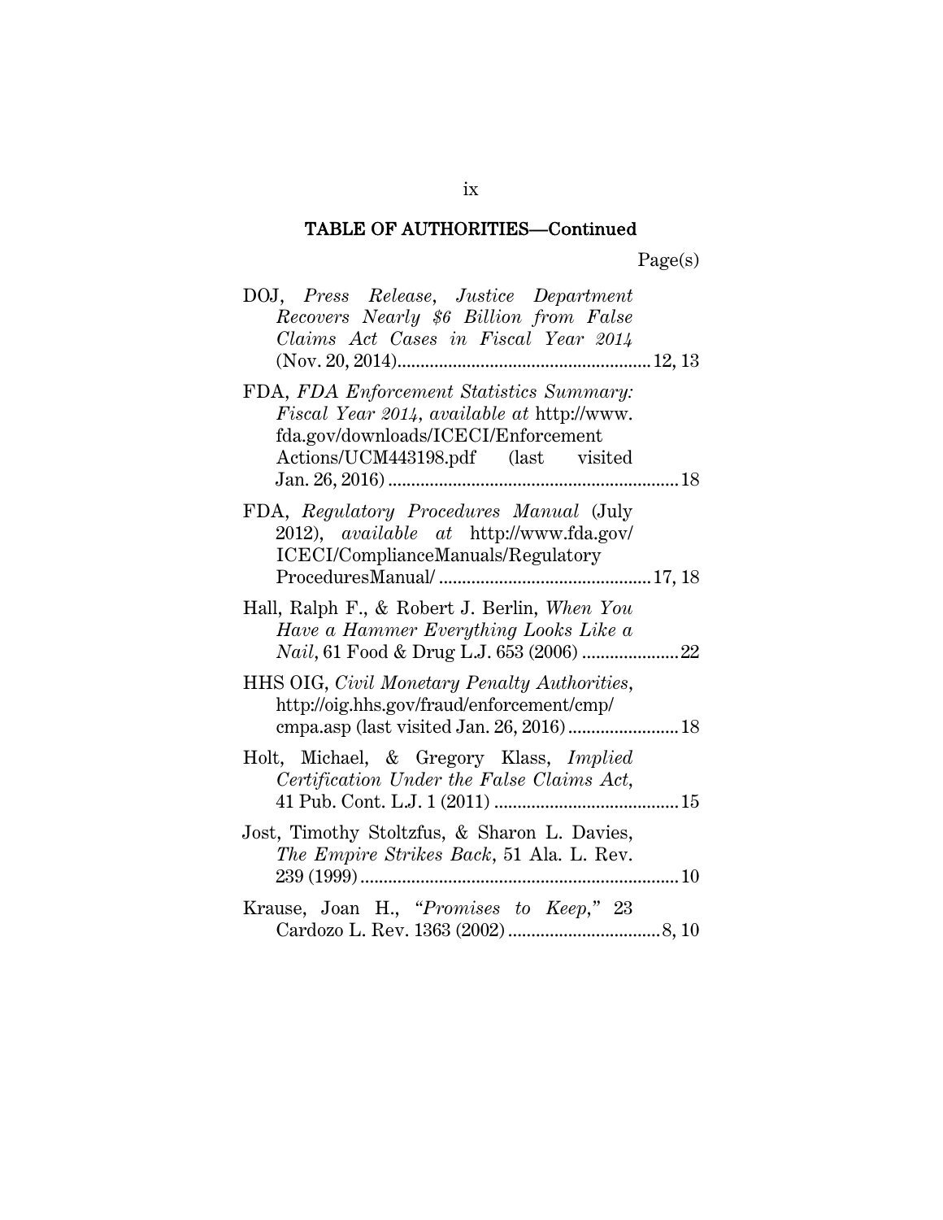## TABLE OF AUTHORITIES—Continued

Page(s)

DOJ, *Press Release*, *Justice Department Recovers Nearly $6 Billion from False Claims Act Cases in Fiscal Year 2014* (Nov. 20, 2014)....................................................... 12, 13

FDA, *FDA Enforcement Statistics Summary: Fiscal Year 2014*, *available at* http://www.fda.gov/downloads/ICECI/Enforcement Actions/UCM443198.pdf (last visited Jan. 26, 2016) ............................................................... 18

FDA, *Regulatory Procedures Manual* (July 2012), *available at* http://www.fda.gov/ICECI/ComplianceManuals/Regulatory ProceduresManual/ .............................................. 17, 18

Hall, Ralph F., & Robert J. Berlin, *When You Have a Hammer Everything Looks Like a Nail*, 61 Food & Drug L.J. 653 (2006) ..................... 22

HHS OIG, *Civil Monetary Penalty Authorities*, http://oig.hhs.gov/fraud/enforcement/cmp/cmpa.asp (last visited Jan. 26, 2016) ........................ 18

Holt, Michael, & Gregory Klass, *Implied Certification Under the False Claims Act*, 41 Pub. Cont. L.J. 1 (2011) ........................................ 15

Jost, Timothy Stoltzfus, & Sharon L. Davies, *The Empire Strikes Back*, 51 Ala. L. Rev. 239 (1999) .................................................................... 10

Krause, Joan H., *"Promises to Keep,"* 23 Cardozo L. Rev. 1363 (2002) ................................. 8, 10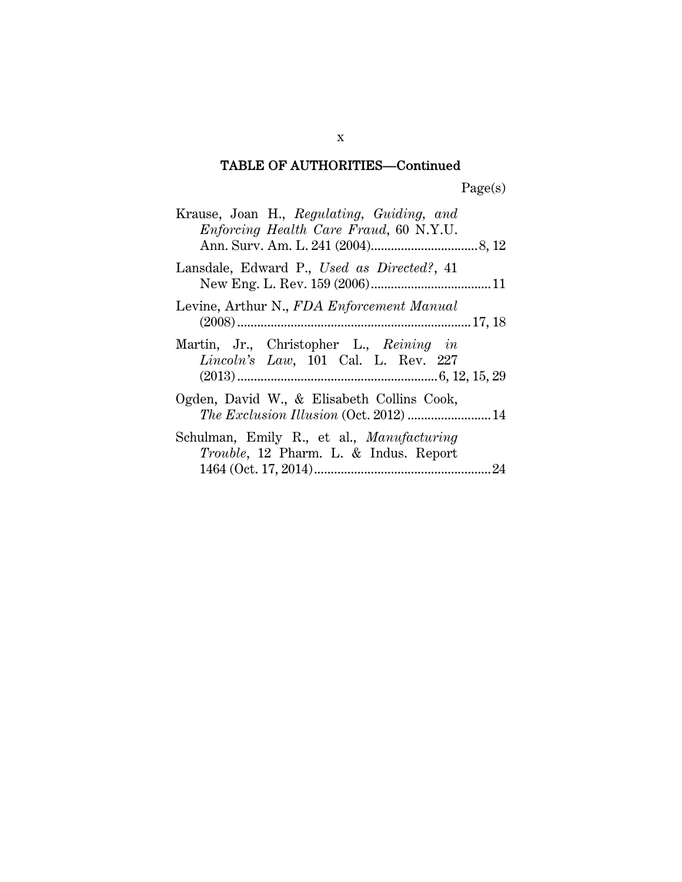## TABLE OF AUTHORITIES—Continued

Page(s)

Krause, Joan H., *Regulating, Guiding, and Enforcing Health Care Fraud*, 60 N.Y.U. Ann. Surv. Am. L. 241 (2004)................................8, 12

Lansdale, Edward P., *Used as Directed?*, 41 New Eng. L. Rev. 159 (2006)....................................11

Levine, Arthur N., *FDA Enforcement Manual* (2008).....................................................................17, 18

Martin, Jr., Christopher L., *Reining in Lincoln's Law*, 101 Cal. L. Rev. 227 (2013)...........................................................6, 12, 15, 29

Ogden, David W., & Elisabeth Collins Cook, *The Exclusion Illusion* (Oct. 2012).........................14

Schulman, Emily R., et al., *Manufacturing Trouble*, 12 Pharm. L. & Indus. Report 1464 (Oct. 17, 2014).....................................................24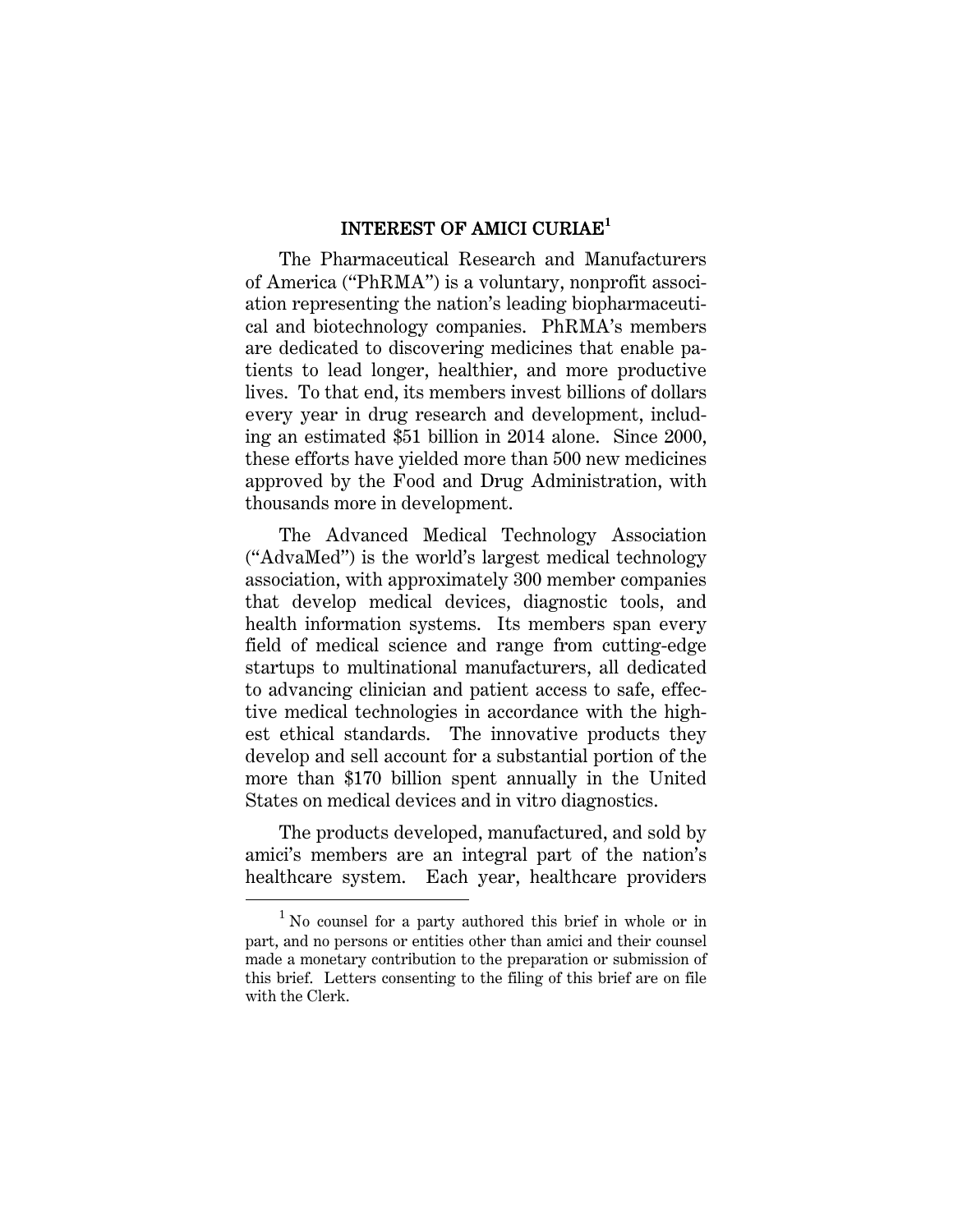## INTEREST OF AMICI CURIAE[1]

The Pharmaceutical Research and Manufacturers of America ("PhRMA") is a voluntary, nonprofit association representing the nation's leading biopharmaceutical and biotechnology companies. PhRMA's members are dedicated to discovering medicines that enable patients to lead longer, healthier, and more productive lives. To that end, its members invest billions of dollars every year in drug research and development, including an estimated $51 billion in 2014 alone. Since 2000, these efforts have yielded more than 500 new medicines approved by the Food and Drug Administration, with thousands more in development.

The Advanced Medical Technology Association ("AdvaMed") is the world's largest medical technology association, with approximately 300 member companies that develop medical devices, diagnostic tools, and health information systems. Its members span every field of medical science and range from cutting-edge startups to multinational manufacturers, all dedicated to advancing clinician and patient access to safe, effective medical technologies in accordance with the highest ethical standards. The innovative products they develop and sell account for a substantial portion of the more than $170 billion spent annually in the United States on medical devices and in vitro diagnostics.

The products developed, manufactured, and sold by amici's members are an integral part of the nation's healthcare system. Each year, healthcare providers

---

[1] No counsel for a party authored this brief in whole or in part, and no persons or entities other than amici and their counsel made a monetary contribution to the preparation or submission of this brief. Letters consenting to the filing of this brief are on file with the Clerk.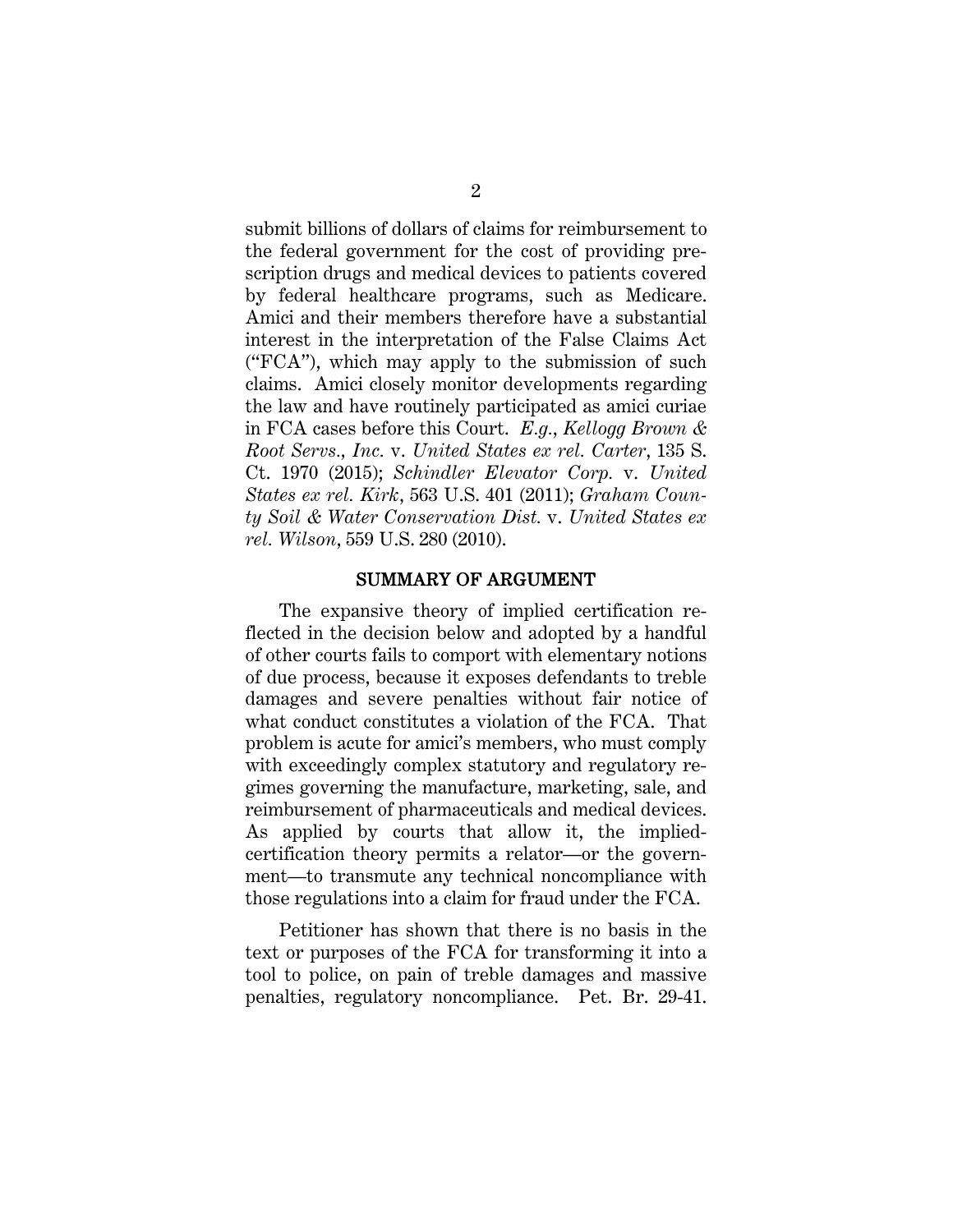submit billions of dollars of claims for reimbursement to the federal government for the cost of providing prescription drugs and medical devices to patients covered by federal healthcare programs, such as Medicare. Amici and their members therefore have a substantial interest in the interpretation of the False Claims Act ("FCA"), which may apply to the submission of such claims. Amici closely monitor developments regarding the law and have routinely participated as amici curiae in FCA cases before this Court. *E.g.*, *Kellogg Brown & Root Servs., Inc.* v. *United States ex rel. Carter*, 135 S. Ct. 1970 (2015); *Schindler Elevator Corp.* v. *United States ex rel. Kirk*, 563 U.S. 401 (2011); *Graham County Soil & Water Conservation Dist.* v. *United States ex rel. Wilson*, 559 U.S. 280 (2010).

## SUMMARY OF ARGUMENT

The expansive theory of implied certification reflected in the decision below and adopted by a handful of other courts fails to comport with elementary notions of due process, because it exposes defendants to treble damages and severe penalties without fair notice of what conduct constitutes a violation of the FCA. That problem is acute for amici's members, who must comply with exceedingly complex statutory and regulatory regimes governing the manufacture, marketing, sale, and reimbursement of pharmaceuticals and medical devices. As applied by courts that allow it, the implied-certification theory permits a relator—or the government—to transmute any technical noncompliance with those regulations into a claim for fraud under the FCA.

Petitioner has shown that there is no basis in the text or purposes of the FCA for transforming it into a tool to police, on pain of treble damages and massive penalties, regulatory noncompliance. Pet. Br. 29-41.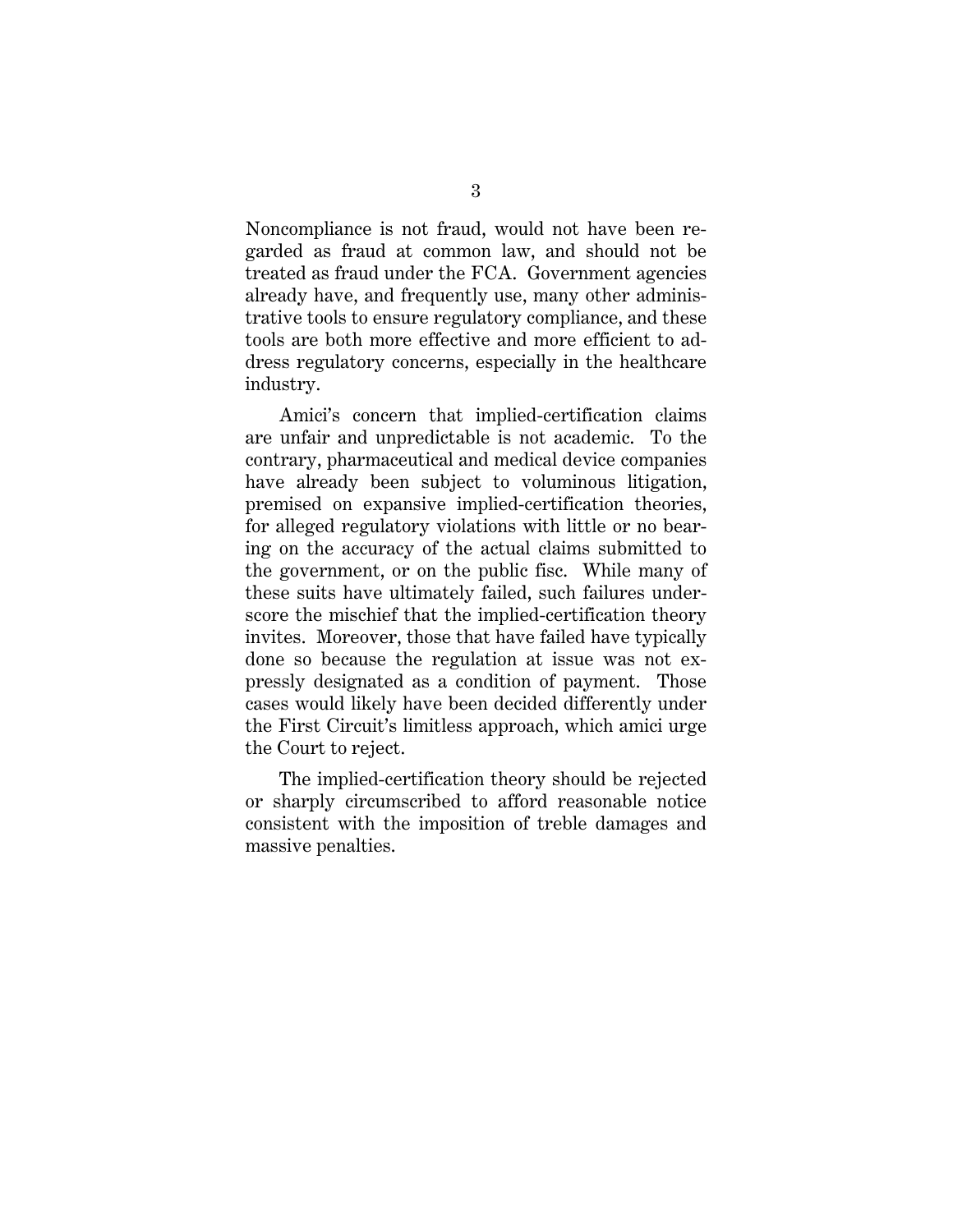Noncompliance is not fraud, would not have been regarded as fraud at common law, and should not be treated as fraud under the FCA. Government agencies already have, and frequently use, many other administrative tools to ensure regulatory compliance, and these tools are both more effective and more efficient to address regulatory concerns, especially in the healthcare industry.

Amici's concern that implied-certification claims are unfair and unpredictable is not academic. To the contrary, pharmaceutical and medical device companies have already been subject to voluminous litigation, premised on expansive implied-certification theories, for alleged regulatory violations with little or no bearing on the accuracy of the actual claims submitted to the government, or on the public fisc. While many of these suits have ultimately failed, such failures underscore the mischief that the implied-certification theory invites. Moreover, those that have failed have typically done so because the regulation at issue was not expressly designated as a condition of payment. Those cases would likely have been decided differently under the First Circuit's limitless approach, which amici urge the Court to reject.

The implied-certification theory should be rejected or sharply circumscribed to afford reasonable notice consistent with the imposition of treble damages and massive penalties.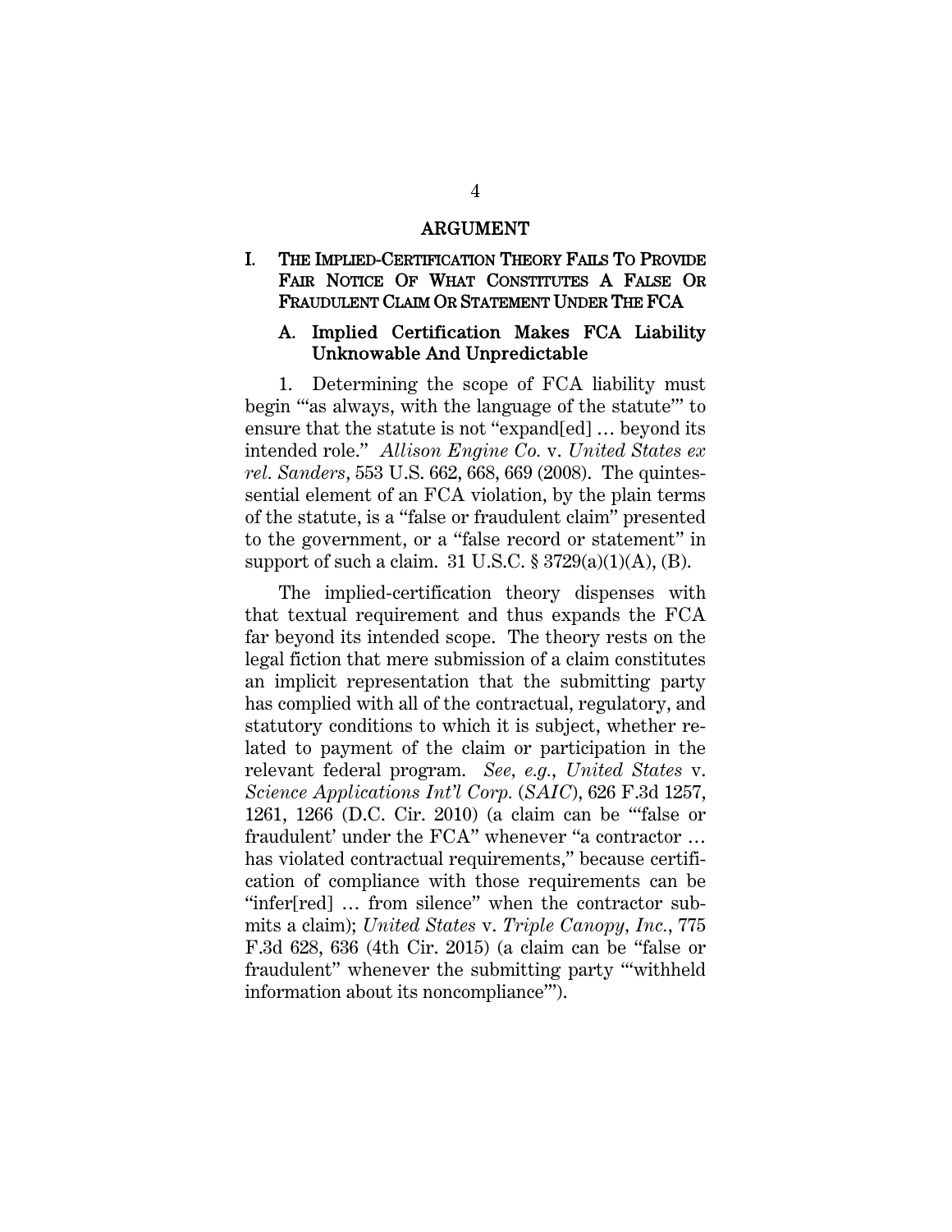# ARGUMENT

## I. THE IMPLIED-CERTIFICATION THEORY FAILS TO PROVIDE FAIR NOTICE OF WHAT CONSTITUTES A FALSE OR FRAUDULENT CLAIM OR STATEMENT UNDER THE FCA

### A. Implied Certification Makes FCA Liability Unknowable And Unpredictable

1. Determining the scope of FCA liability must begin "'as always, with the language of the statute'" to ensure that the statute is not "expand[ed] … beyond its intended role." *Allison Engine Co.* v. *United States ex rel. Sanders*, 553 U.S. 662, 668, 669 (2008). The quintessential element of an FCA violation, by the plain terms of the statute, is a "false or fraudulent claim" presented to the government, or a "false record or statement" in support of such a claim. 31 U.S.C. § 3729(a)(1)(A), (B).

The implied-certification theory dispenses with that textual requirement and thus expands the FCA far beyond its intended scope. The theory rests on the legal fiction that mere submission of a claim constitutes an implicit representation that the submitting party has complied with all of the contractual, regulatory, and statutory conditions to which it is subject, whether related to payment of the claim or participation in the relevant federal program. *See, e.g.*, *United States* v. *Science Applications Int'l Corp.* (*SAIC*), 626 F.3d 1257, 1261, 1266 (D.C. Cir. 2010) (a claim can be "'false or fraudulent' under the FCA" whenever "a contractor … has violated contractual requirements," because certification of compliance with those requirements can be "infer[red] … from silence" when the contractor submits a claim); *United States* v. *Triple Canopy, Inc.*, 775 F.3d 628, 636 (4th Cir. 2015) (a claim can be "false or fraudulent" whenever the submitting party "'withheld information about its noncompliance'").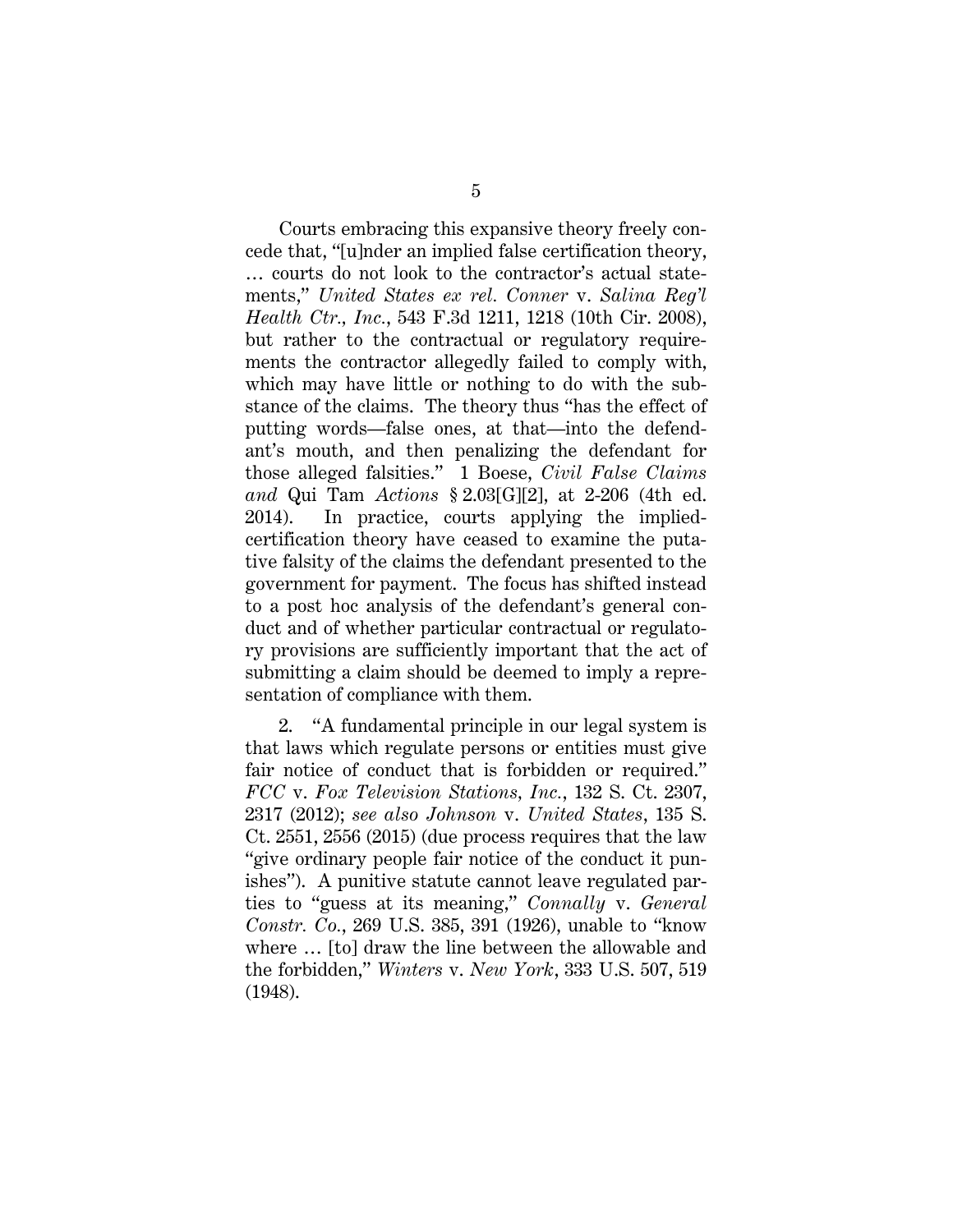Courts embracing this expansive theory freely concede that, "[u]nder an implied false certification theory, … courts do not look to the contractor's actual statements," *United States ex rel. Conner* v. *Salina Reg'l Health Ctr., Inc.*, 543 F.3d 1211, 1218 (10th Cir. 2008), but rather to the contractual or regulatory requirements the contractor allegedly failed to comply with, which may have little or nothing to do with the substance of the claims. The theory thus "has the effect of putting words—false ones, at that—into the defendant's mouth, and then penalizing the defendant for those alleged falsities." 1 Boese, *Civil False Claims and* Qui Tam *Actions* § 2.03[G][2], at 2-206 (4th ed. 2014). In practice, courts applying the implied-certification theory have ceased to examine the putative falsity of the claims the defendant presented to the government for payment. The focus has shifted instead to a post hoc analysis of the defendant's general conduct and of whether particular contractual or regulatory provisions are sufficiently important that the act of submitting a claim should be deemed to imply a representation of compliance with them.

2. "A fundamental principle in our legal system is that laws which regulate persons or entities must give fair notice of conduct that is forbidden or required." *FCC* v. *Fox Television Stations, Inc.*, 132 S. Ct. 2307, 2317 (2012); *see also Johnson* v. *United States*, 135 S. Ct. 2551, 2556 (2015) (due process requires that the law "give ordinary people fair notice of the conduct it punishes"). A punitive statute cannot leave regulated parties to "guess at its meaning," *Connally* v. *General Constr. Co.*, 269 U.S. 385, 391 (1926), unable to "know where … [to] draw the line between the allowable and the forbidden," *Winters* v. *New York*, 333 U.S. 507, 519 (1948).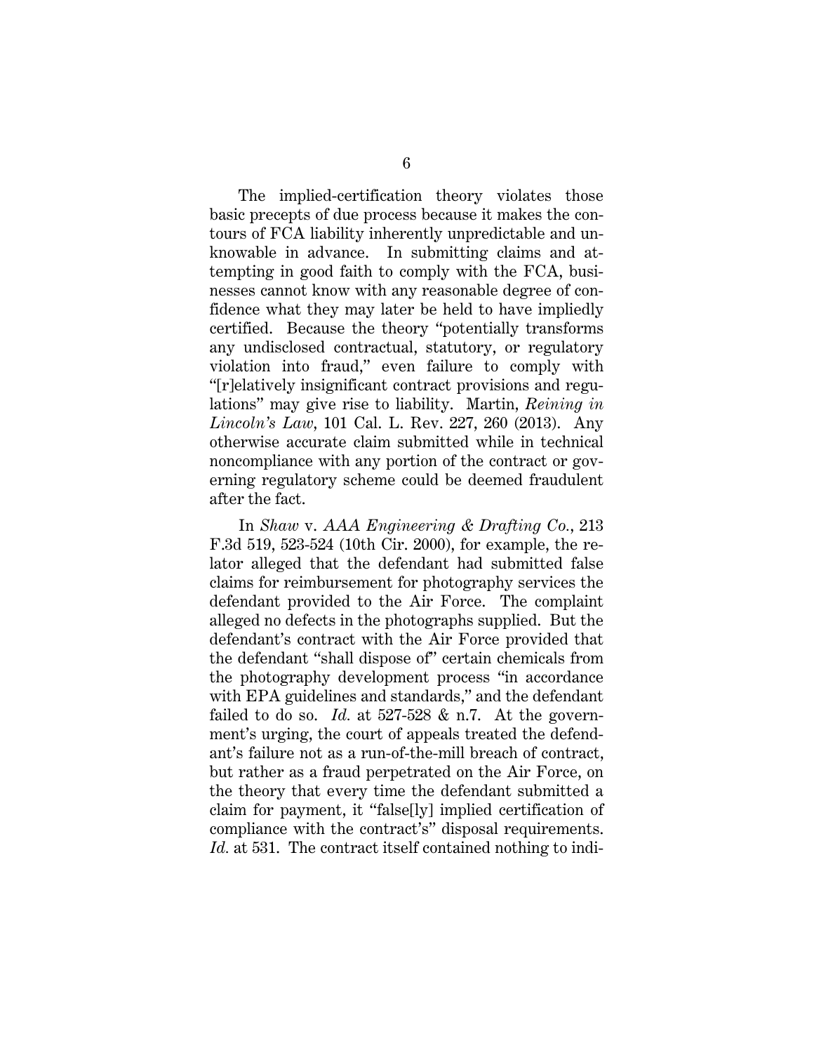The implied-certification theory violates those basic precepts of due process because it makes the contours of FCA liability inherently unpredictable and unknowable in advance. In submitting claims and attempting in good faith to comply with the FCA, businesses cannot know with any reasonable degree of confidence what they may later be held to have impliedly certified. Because the theory "potentially transforms any undisclosed contractual, statutory, or regulatory violation into fraud," even failure to comply with "[r]elatively insignificant contract provisions and regulations" may give rise to liability. Martin, *Reining in Lincoln's Law*, 101 Cal. L. Rev. 227, 260 (2013). Any otherwise accurate claim submitted while in technical noncompliance with any portion of the contract or governing regulatory scheme could be deemed fraudulent after the fact.

In *Shaw* v. *AAA Engineering & Drafting Co.*, 213 F.3d 519, 523-524 (10th Cir. 2000), for example, the relator alleged that the defendant had submitted false claims for reimbursement for photography services the defendant provided to the Air Force. The complaint alleged no defects in the photographs supplied. But the defendant's contract with the Air Force provided that the defendant "shall dispose of" certain chemicals from the photography development process "in accordance with EPA guidelines and standards," and the defendant failed to do so. *Id.* at 527-528 & n.7. At the government's urging, the court of appeals treated the defendant's failure not as a run-of-the-mill breach of contract, but rather as a fraud perpetrated on the Air Force, on the theory that every time the defendant submitted a claim for payment, it "false[ly] implied certification of compliance with the contract's" disposal requirements. *Id.* at 531. The contract itself contained nothing to indi-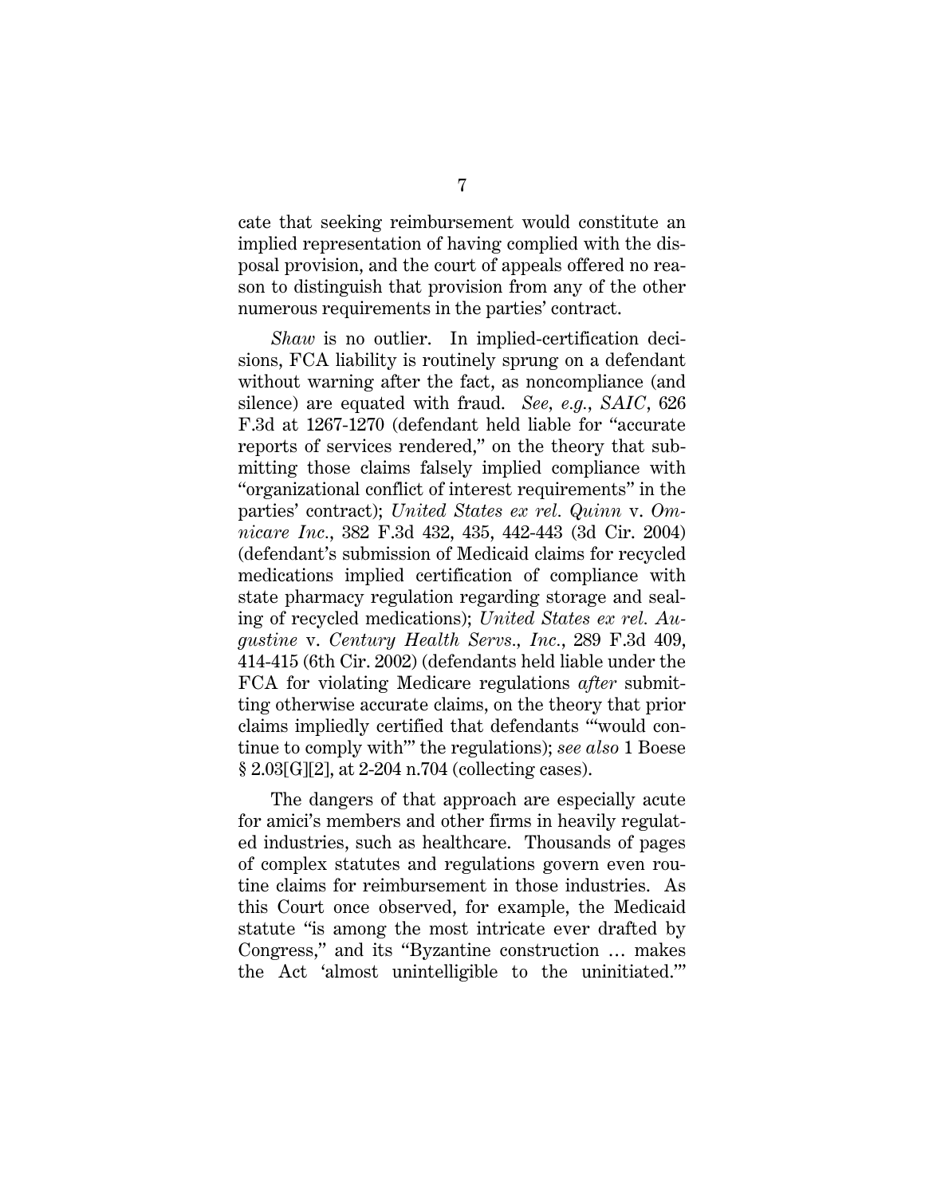cate that seeking reimbursement would constitute an implied representation of having complied with the disposal provision, and the court of appeals offered no reason to distinguish that provision from any of the other numerous requirements in the parties' contract.

*Shaw* is no outlier. In implied-certification decisions, FCA liability is routinely sprung on a defendant without warning after the fact, as noncompliance (and silence) are equated with fraud. *See, e.g.*, *SAIC*, 626 F.3d at 1267-1270 (defendant held liable for "accurate reports of services rendered," on the theory that submitting those claims falsely implied compliance with "organizational conflict of interest requirements" in the parties' contract); *United States ex rel. Quinn* v. *Omnicare Inc.*, 382 F.3d 432, 435, 442-443 (3d Cir. 2004) (defendant's submission of Medicaid claims for recycled medications implied certification of compliance with state pharmacy regulation regarding storage and sealing of recycled medications); *United States ex rel. Augustine* v. *Century Health Servs., Inc.*, 289 F.3d 409, 414-415 (6th Cir. 2002) (defendants held liable under the FCA for violating Medicare regulations *after* submitting otherwise accurate claims, on the theory that prior claims impliedly certified that defendants "'would continue to comply with'" the regulations); *see also* 1 Boese § 2.03[G][2], at 2-204 n.704 (collecting cases).

The dangers of that approach are especially acute for amici's members and other firms in heavily regulated industries, such as healthcare. Thousands of pages of complex statutes and regulations govern even routine claims for reimbursement in those industries. As this Court once observed, for example, the Medicaid statute "is among the most intricate ever drafted by Congress," and its "Byzantine construction … makes the Act 'almost unintelligible to the uninitiated.'"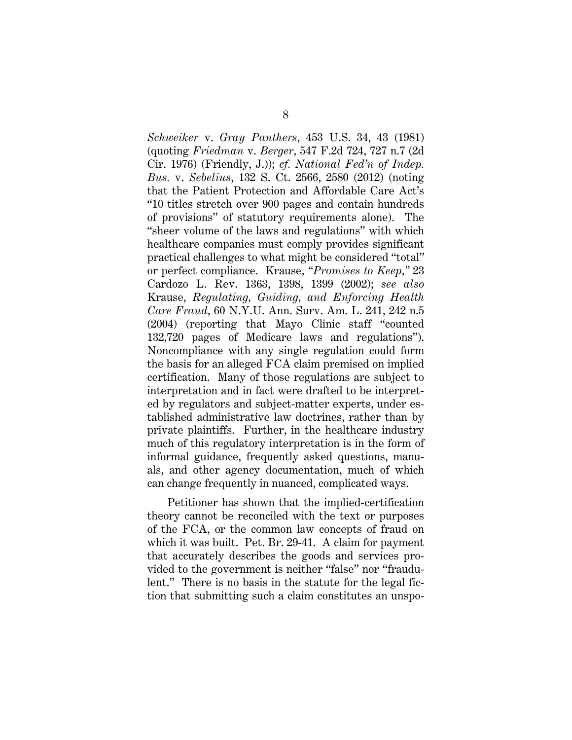*Schweiker* v. *Gray Panthers*, 453 U.S. 34, 43 (1981) (quoting *Friedman* v. *Berger*, 547 F.2d 724, 727 n.7 (2d Cir. 1976) (Friendly, J.)); *cf. National Fed'n of Indep. Bus.* v. *Sebelius*, 132 S. Ct. 2566, 2580 (2012) (noting that the Patient Protection and Affordable Care Act's "10 titles stretch over 900 pages and contain hundreds of provisions" of statutory requirements alone). The "sheer volume of the laws and regulations" with which healthcare companies must comply provides significant practical challenges to what might be considered "total" or perfect compliance. Krause, "*Promises to Keep*," 23 Cardozo L. Rev. 1363, 1398, 1399 (2002); *see also* Krause, *Regulating, Guiding, and Enforcing Health Care Fraud*, 60 N.Y.U. Ann. Surv. Am. L. 241, 242 n.5 (2004) (reporting that Mayo Clinic staff "counted 132,720 pages of Medicare laws and regulations"). Noncompliance with any single regulation could form the basis for an alleged FCA claim premised on implied certification. Many of those regulations are subject to interpretation and in fact were drafted to be interpreted by regulators and subject-matter experts, under established administrative law doctrines, rather than by private plaintiffs. Further, in the healthcare industry much of this regulatory interpretation is in the form of informal guidance, frequently asked questions, manuals, and other agency documentation, much of which can change frequently in nuanced, complicated ways.

Petitioner has shown that the implied-certification theory cannot be reconciled with the text or purposes of the FCA, or the common law concepts of fraud on which it was built. Pet. Br. 29-41. A claim for payment that accurately describes the goods and services provided to the government is neither "false" nor "fraudulent." There is no basis in the statute for the legal fiction that submitting such a claim constitutes an unspo-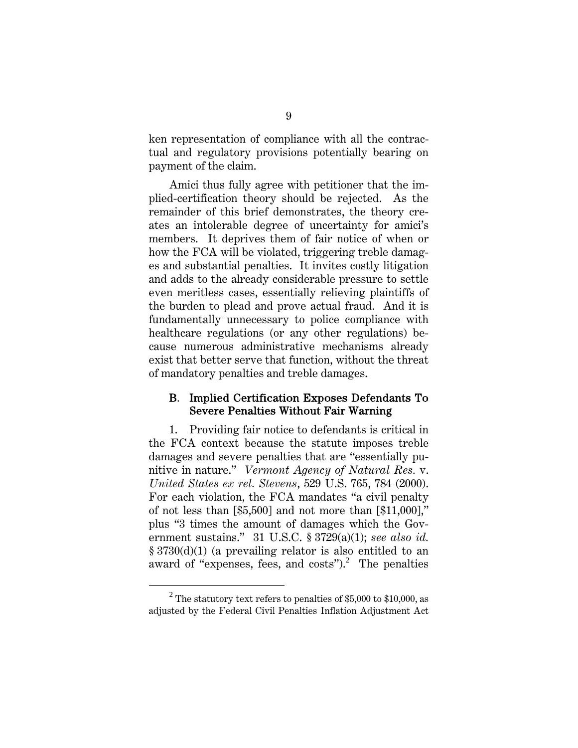ken representation of compliance with all the contractual and regulatory provisions potentially bearing on payment of the claim.

Amici thus fully agree with petitioner that the implied-certification theory should be rejected. As the remainder of this brief demonstrates, the theory creates an intolerable degree of uncertainty for amici's members. It deprives them of fair notice of when or how the FCA will be violated, triggering treble damages and substantial penalties. It invites costly litigation and adds to the already considerable pressure to settle even meritless cases, essentially relieving plaintiffs of the burden to plead and prove actual fraud. And it is fundamentally unnecessary to police compliance with healthcare regulations (or any other regulations) because numerous administrative mechanisms already exist that better serve that function, without the threat of mandatory penalties and treble damages.

### B. Implied Certification Exposes Defendants To Severe Penalties Without Fair Warning

1. Providing fair notice to defendants is critical in the FCA context because the statute imposes treble damages and severe penalties that are "essentially punitive in nature." *Vermont Agency of Natural Res.* v. *United States ex rel. Stevens*, 529 U.S. 765, 784 (2000). For each violation, the FCA mandates "a civil penalty of not less than [$5,500] and not more than [$11,000]," plus "3 times the amount of damages which the Government sustains." 31 U.S.C. § 3729(a)(1); *see also id.* § 3730(d)(1) (a prevailing relator is also entitled to an award of "expenses, fees, and costs").[2] The penalties

[2] The statutory text refers to penalties of $5,000 to $10,000, as adjusted by the Federal Civil Penalties Inflation Adjustment Act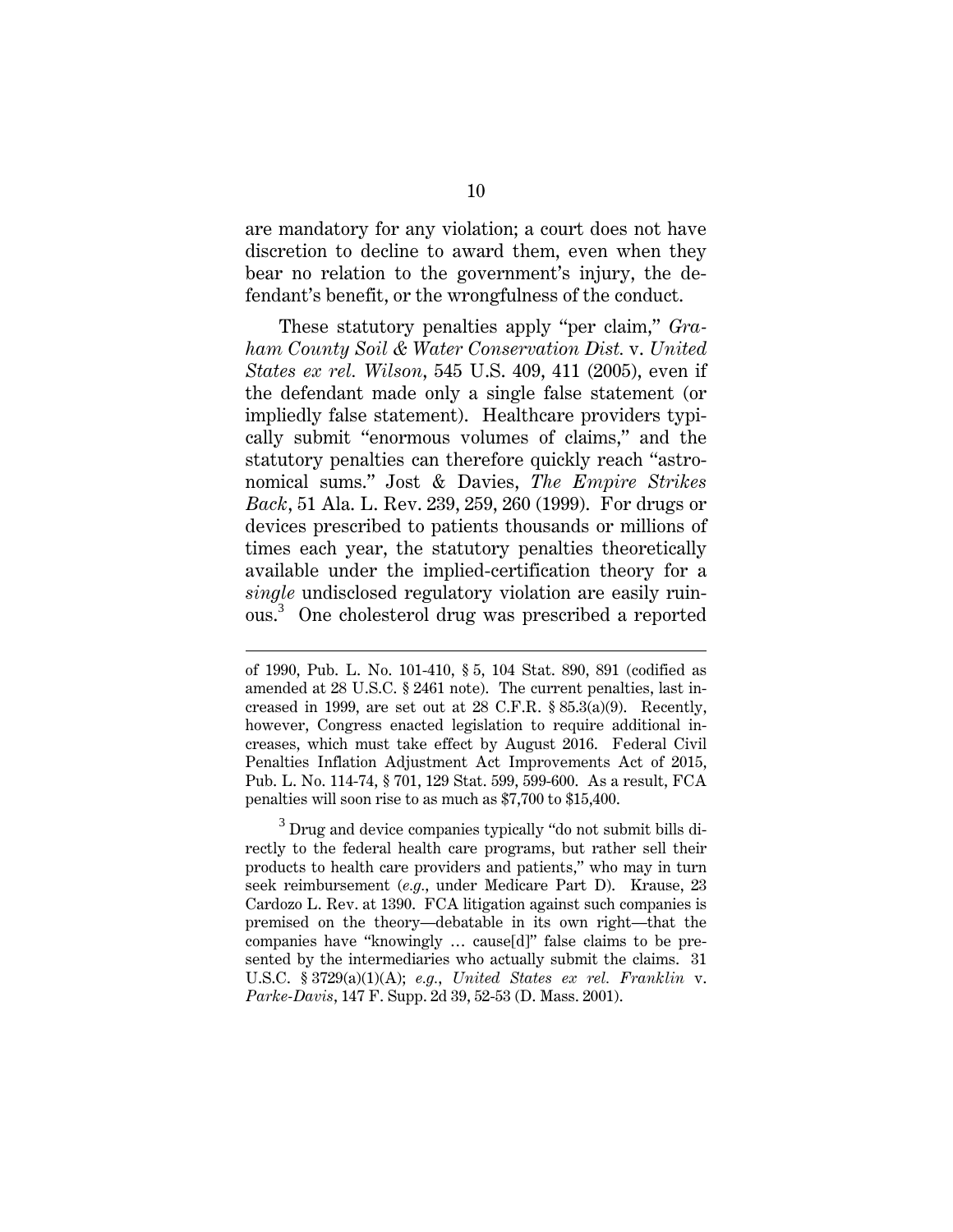are mandatory for any violation; a court does not have discretion to decline to award them, even when they bear no relation to the government's injury, the defendant's benefit, or the wrongfulness of the conduct.

These statutory penalties apply "per claim," *Graham County Soil & Water Conservation Dist.* v. *United States ex rel. Wilson*, 545 U.S. 409, 411 (2005), even if the defendant made only a single false statement (or impliedly false statement). Healthcare providers typically submit "enormous volumes of claims," and the statutory penalties can therefore quickly reach "astronomical sums." Jost & Davies, *The Empire Strikes Back*, 51 Ala. L. Rev. 239, 259, 260 (1999). For drugs or devices prescribed to patients thousands or millions of times each year, the statutory penalties theoretically available under the implied-certification theory for a *single* undisclosed regulatory violation are easily ruinous.[3] One cholesterol drug was prescribed a reported

---

of 1990, Pub. L. No. 101-410, § 5, 104 Stat. 890, 891 (codified as amended at 28 U.S.C. § 2461 note). The current penalties, last increased in 1999, are set out at 28 C.F.R. § 85.3(a)(9). Recently, however, Congress enacted legislation to require additional increases, which must take effect by August 2016. Federal Civil Penalties Inflation Adjustment Act Improvements Act of 2015, Pub. L. No. 114-74, § 701, 129 Stat. 599, 599-600. As a result, FCA penalties will soon rise to as much as $7,700 to $15,400.

[3] Drug and device companies typically "do not submit bills directly to the federal health care programs, but rather sell their products to health care providers and patients," who may in turn seek reimbursement (*e.g.*, under Medicare Part D). Krause, 23 Cardozo L. Rev. at 1390. FCA litigation against such companies is premised on the theory—debatable in its own right—that the companies have "knowingly … cause[d]" false claims to be presented by the intermediaries who actually submit the claims. 31 U.S.C. § 3729(a)(1)(A); *e.g.*, *United States ex rel. Franklin* v. *Parke-Davis*, 147 F. Supp. 2d 39, 52-53 (D. Mass. 2001).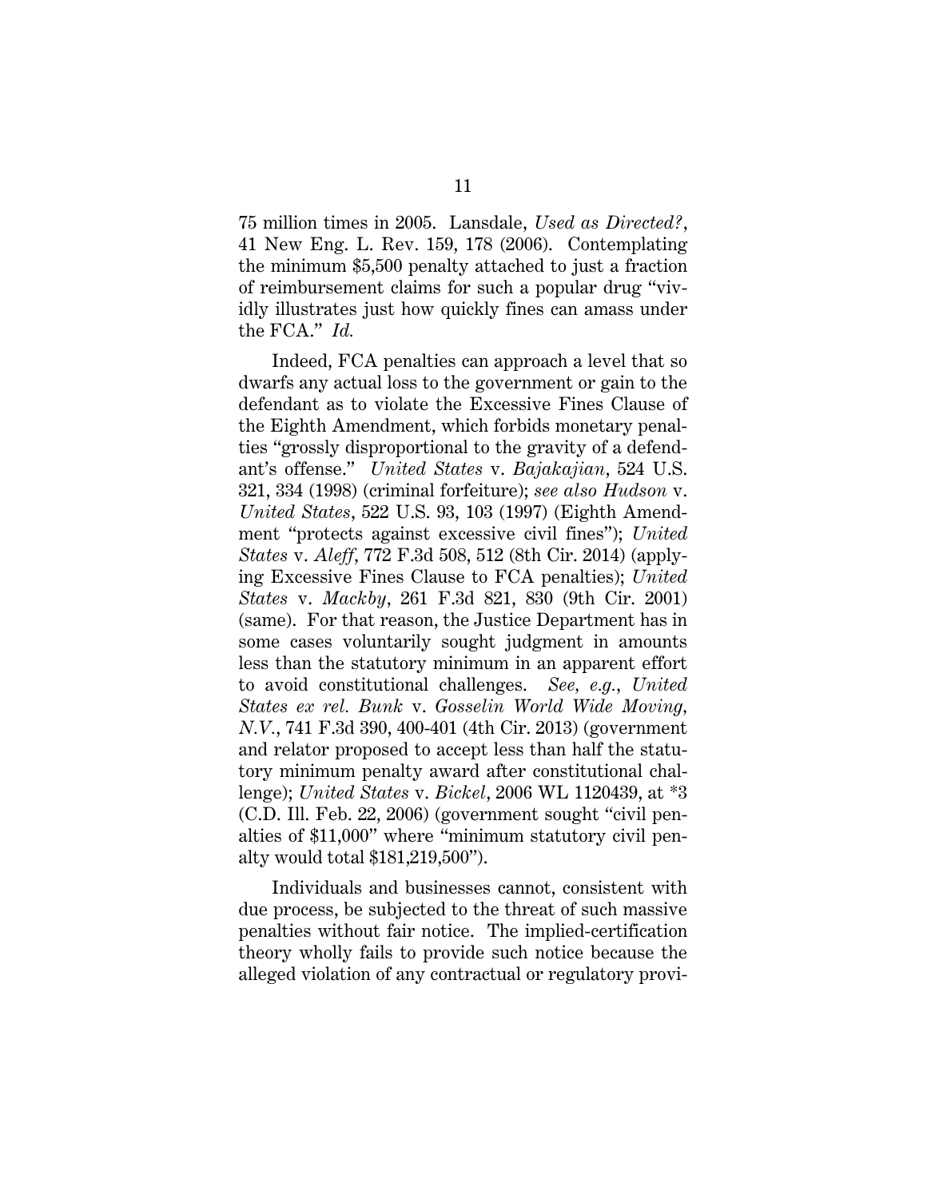75 million times in 2005. Lansdale, *Used as Directed?*, 41 New Eng. L. Rev. 159, 178 (2006). Contemplating the minimum $5,500 penalty attached to just a fraction of reimbursement claims for such a popular drug "vividly illustrates just how quickly fines can amass under the FCA." *Id.*

Indeed, FCA penalties can approach a level that so dwarfs any actual loss to the government or gain to the defendant as to violate the Excessive Fines Clause of the Eighth Amendment, which forbids monetary penalties "grossly disproportional to the gravity of a defendant's offense." *United States* v. *Bajakajian*, 524 U.S. 321, 334 (1998) (criminal forfeiture); *see also Hudson* v. *United States*, 522 U.S. 93, 103 (1997) (Eighth Amendment "protects against excessive civil fines"); *United States* v. *Aleff*, 772 F.3d 508, 512 (8th Cir. 2014) (applying Excessive Fines Clause to FCA penalties); *United States* v. *Mackby*, 261 F.3d 821, 830 (9th Cir. 2001) (same). For that reason, the Justice Department has in some cases voluntarily sought judgment in amounts less than the statutory minimum in an apparent effort to avoid constitutional challenges. *See, e.g.*, *United States ex rel. Bunk* v. *Gosselin World Wide Moving, N.V.*, 741 F.3d 390, 400-401 (4th Cir. 2013) (government and relator proposed to accept less than half the statutory minimum penalty award after constitutional challenge); *United States* v. *Bickel*, 2006 WL 1120439, at *3 (C.D. Ill. Feb. 22, 2006) (government sought "civil penalties of $11,000" where "minimum statutory civil penalty would total $181,219,500").

Individuals and businesses cannot, consistent with due process, be subjected to the threat of such massive penalties without fair notice. The implied-certification theory wholly fails to provide such notice because the alleged violation of any contractual or regulatory provi-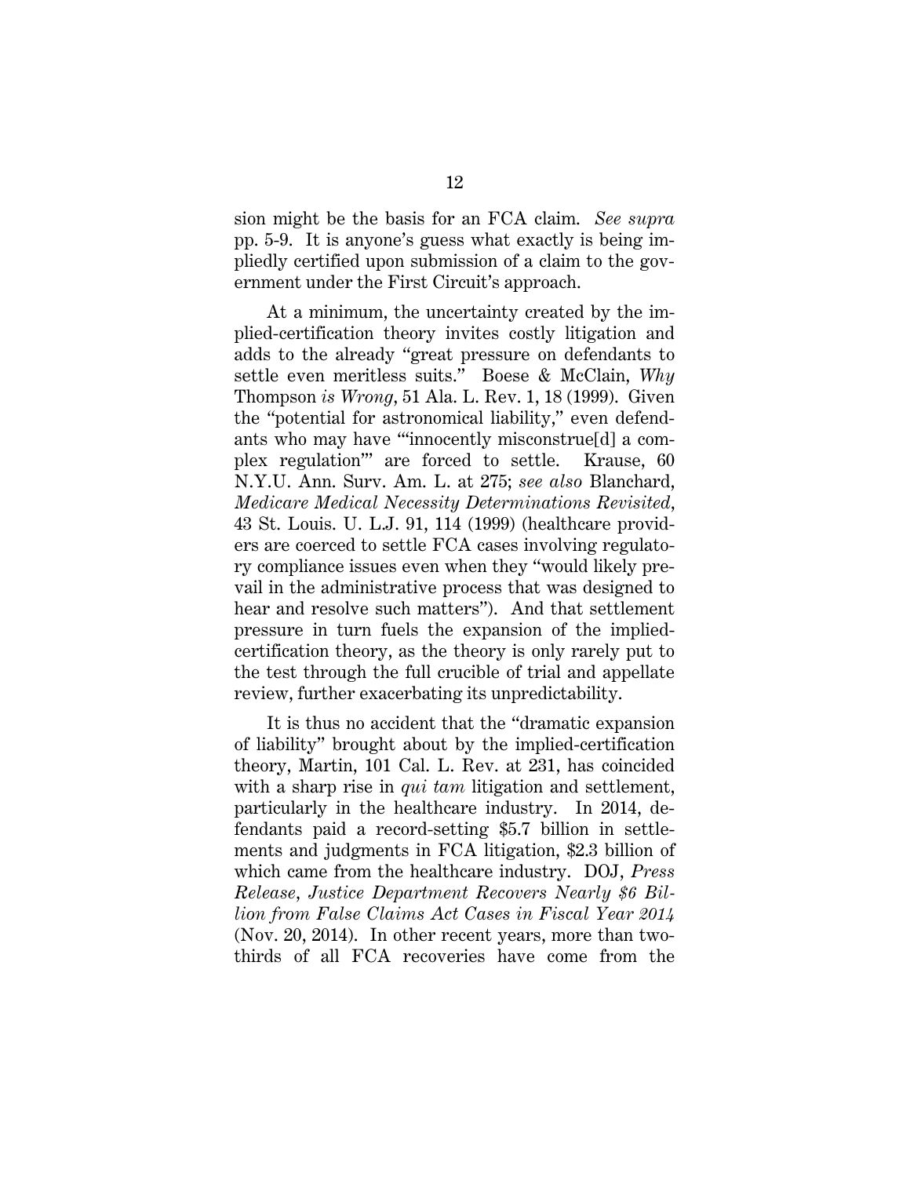sion might be the basis for an FCA claim. *See supra* pp. 5-9. It is anyone's guess what exactly is being impliedly certified upon submission of a claim to the government under the First Circuit's approach.

At a minimum, the uncertainty created by the implied-certification theory invites costly litigation and adds to the already "great pressure on defendants to settle even meritless suits." Boese & McClain, *Why* Thompson *is Wrong*, 51 Ala. L. Rev. 1, 18 (1999). Given the "potential for astronomical liability," even defendants who may have "'innocently misconstrue[d] a complex regulation'" are forced to settle. Krause, 60 N.Y.U. Ann. Surv. Am. L. at 275; *see also* Blanchard, *Medicare Medical Necessity Determinations Revisited*, 43 St. Louis. U. L.J. 91, 114 (1999) (healthcare providers are coerced to settle FCA cases involving regulatory compliance issues even when they "would likely prevail in the administrative process that was designed to hear and resolve such matters"). And that settlement pressure in turn fuels the expansion of the implied-certification theory, as the theory is only rarely put to the test through the full crucible of trial and appellate review, further exacerbating its unpredictability.

It is thus no accident that the "dramatic expansion of liability" brought about by the implied-certification theory, Martin, 101 Cal. L. Rev. at 231, has coincided with a sharp rise in *qui tam* litigation and settlement, particularly in the healthcare industry. In 2014, defendants paid a record-setting $5.7 billion in settlements and judgments in FCA litigation, $2.3 billion of which came from the healthcare industry. DOJ, *Press Release*, *Justice Department Recovers Nearly $6 Billion from False Claims Act Cases in Fiscal Year 2014* (Nov. 20, 2014). In other recent years, more than two-thirds of all FCA recoveries have come from the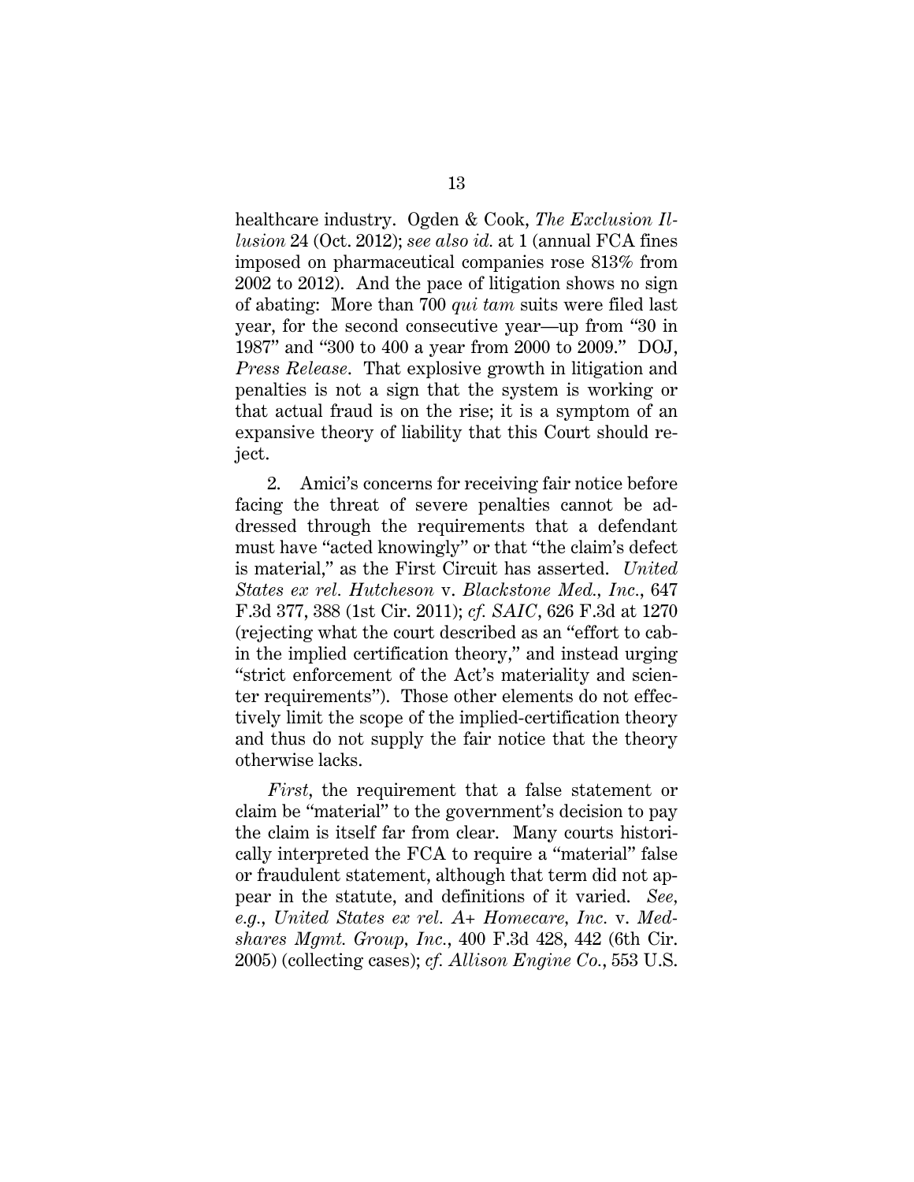healthcare industry. Ogden & Cook, *The Exclusion Illusion* 24 (Oct. 2012); *see also id.* at 1 (annual FCA fines imposed on pharmaceutical companies rose 813% from 2002 to 2012). And the pace of litigation shows no sign of abating: More than 700 *qui tam* suits were filed last year, for the second consecutive year—up from "30 in 1987" and "300 to 400 a year from 2000 to 2009." DOJ, *Press Release*. That explosive growth in litigation and penalties is not a sign that the system is working or that actual fraud is on the rise; it is a symptom of an expansive theory of liability that this Court should reject.

2. Amici's concerns for receiving fair notice before facing the threat of severe penalties cannot be addressed through the requirements that a defendant must have "acted knowingly" or that "the claim's defect is material," as the First Circuit has asserted. *United States ex rel. Hutcheson* v. *Blackstone Med., Inc.*, 647 F.3d 377, 388 (1st Cir. 2011); *cf. SAIC*, 626 F.3d at 1270 (rejecting what the court described as an "effort to cabin the implied certification theory," and instead urging "strict enforcement of the Act's materiality and scienter requirements"). Those other elements do not effectively limit the scope of the implied-certification theory and thus do not supply the fair notice that the theory otherwise lacks.

*First*, the requirement that a false statement or claim be "material" to the government's decision to pay the claim is itself far from clear. Many courts historically interpreted the FCA to require a "material" false or fraudulent statement, although that term did not appear in the statute, and definitions of it varied. *See, e.g.*, *United States ex rel. A+ Homecare, Inc.* v. *Medshares Mgmt. Group, Inc.*, 400 F.3d 428, 442 (6th Cir. 2005) (collecting cases); *cf. Allison Engine Co.*, 553 U.S.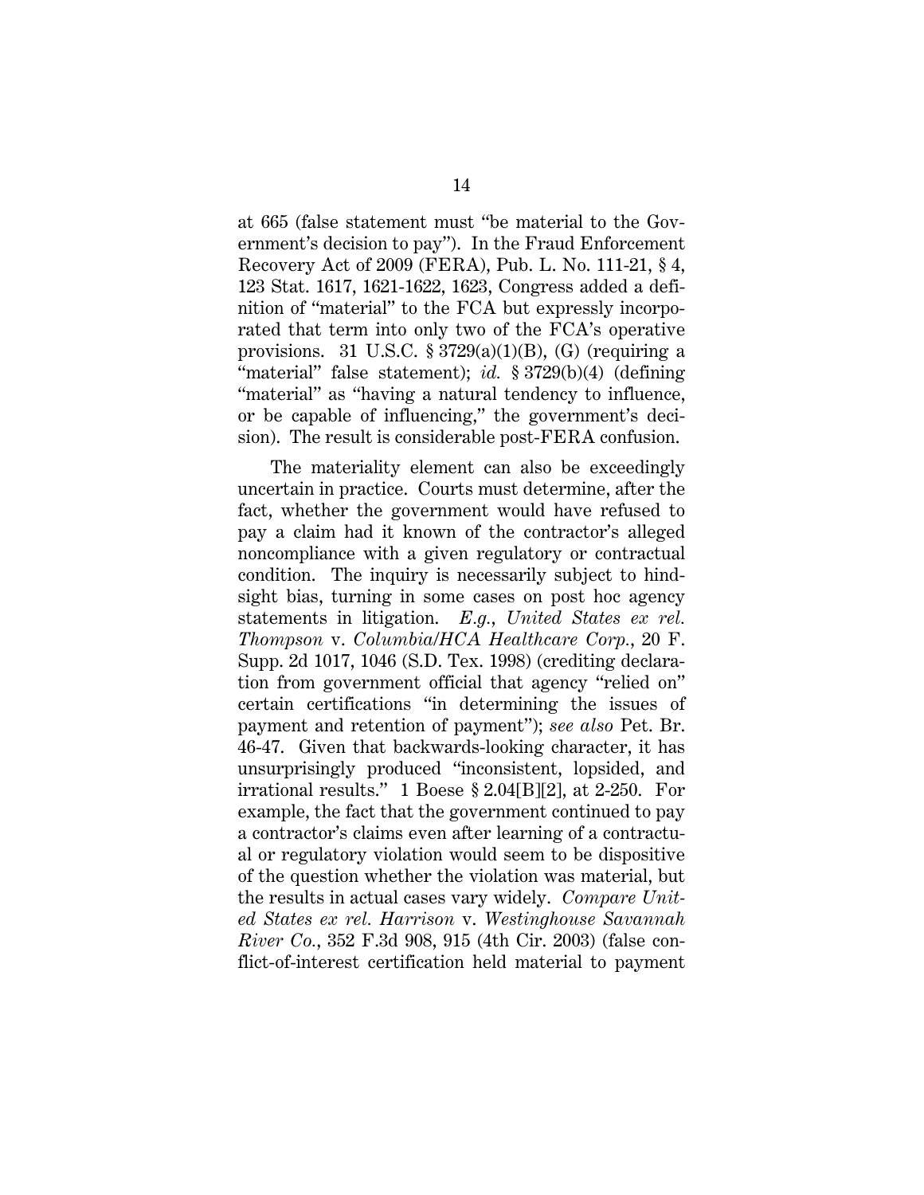at 665 (false statement must "be material to the Government's decision to pay"). In the Fraud Enforcement Recovery Act of 2009 (FERA), Pub. L. No. 111-21, § 4, 123 Stat. 1617, 1621-1622, 1623, Congress added a definition of "material" to the FCA but expressly incorporated that term into only two of the FCA's operative provisions. 31 U.S.C. § 3729(a)(1)(B), (G) (requiring a "material" false statement); *id.* § 3729(b)(4) (defining "material" as "having a natural tendency to influence, or be capable of influencing," the government's decision). The result is considerable post-FERA confusion.

The materiality element can also be exceedingly uncertain in practice. Courts must determine, after the fact, whether the government would have refused to pay a claim had it known of the contractor's alleged noncompliance with a given regulatory or contractual condition. The inquiry is necessarily subject to hindsight bias, turning in some cases on post hoc agency statements in litigation. *E.g.*, *United States ex rel. Thompson* v. *Columbia/HCA Healthcare Corp.*, 20 F. Supp. 2d 1017, 1046 (S.D. Tex. 1998) (crediting declaration from government official that agency "relied on" certain certifications "in determining the issues of payment and retention of payment"); *see also* Pet. Br. 46-47. Given that backwards-looking character, it has unsurprisingly produced "inconsistent, lopsided, and irrational results." 1 Boese § 2.04[B][2], at 2-250. For example, the fact that the government continued to pay a contractor's claims even after learning of a contractual or regulatory violation would seem to be dispositive of the question whether the violation was material, but the results in actual cases vary widely. *Compare United States ex rel. Harrison* v. *Westinghouse Savannah River Co.*, 352 F.3d 908, 915 (4th Cir. 2003) (false conflict-of-interest certification held material to payment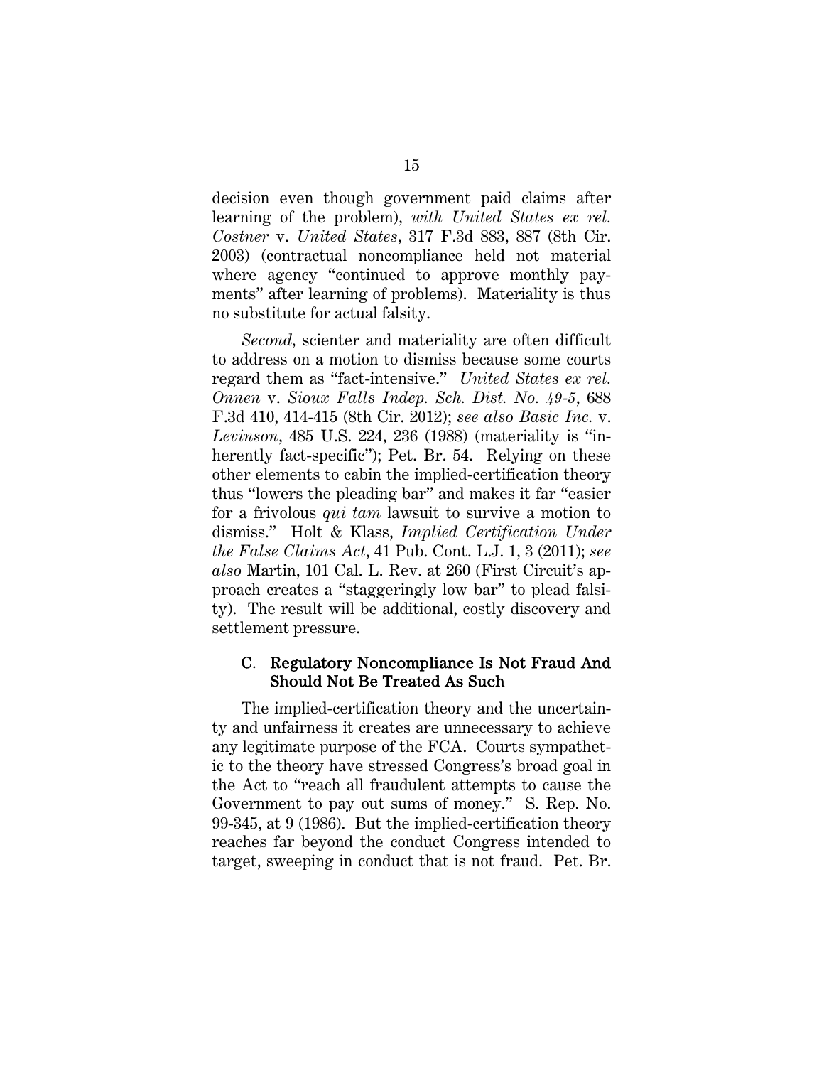decision even though government paid claims after learning of the problem), *with United States ex rel. Costner* v. *United States*, 317 F.3d 883, 887 (8th Cir. 2003) (contractual noncompliance held not material where agency "continued to approve monthly payments" after learning of problems). Materiality is thus no substitute for actual falsity.

*Second,* scienter and materiality are often difficult to address on a motion to dismiss because some courts regard them as "fact-intensive." *United States ex rel. Onnen* v. *Sioux Falls Indep. Sch. Dist. No. 49-5*, 688 F.3d 410, 414-415 (8th Cir. 2012); *see also Basic Inc.* v. *Levinson*, 485 U.S. 224, 236 (1988) (materiality is "inherently fact-specific"); Pet. Br. 54. Relying on these other elements to cabin the implied-certification theory thus "lowers the pleading bar" and makes it far "easier for a frivolous *qui tam* lawsuit to survive a motion to dismiss." Holt & Klass, *Implied Certification Under the False Claims Act*, 41 Pub. Cont. L.J. 1, 3 (2011); *see also* Martin, 101 Cal. L. Rev. at 260 (First Circuit's approach creates a "staggeringly low bar" to plead falsity). The result will be additional, costly discovery and settlement pressure.

### C. Regulatory Noncompliance Is Not Fraud And Should Not Be Treated As Such

The implied-certification theory and the uncertainty and unfairness it creates are unnecessary to achieve any legitimate purpose of the FCA. Courts sympathetic to the theory have stressed Congress's broad goal in the Act to "reach all fraudulent attempts to cause the Government to pay out sums of money." S. Rep. No. 99-345, at 9 (1986). But the implied-certification theory reaches far beyond the conduct Congress intended to target, sweeping in conduct that is not fraud. Pet. Br.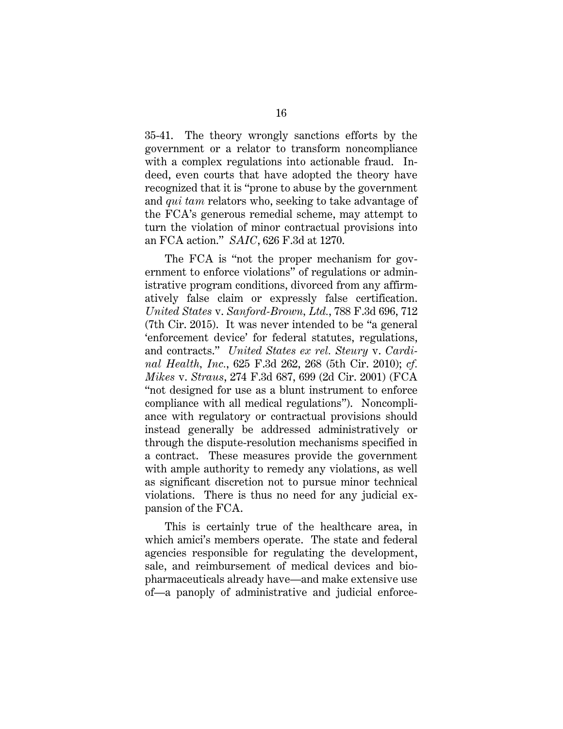35-41. The theory wrongly sanctions efforts by the government or a relator to transform noncompliance with a complex regulations into actionable fraud. Indeed, even courts that have adopted the theory have recognized that it is "prone to abuse by the government and *qui tam* relators who, seeking to take advantage of the FCA's generous remedial scheme, may attempt to turn the violation of minor contractual provisions into an FCA action." *SAIC*, 626 F.3d at 1270.

The FCA is "not the proper mechanism for government to enforce violations" of regulations or administrative program conditions, divorced from any affirmatively false claim or expressly false certification. *United States* v. *Sanford-Brown, Ltd.*, 788 F.3d 696, 712 (7th Cir. 2015). It was never intended to be "a general 'enforcement device' for federal statutes, regulations, and contracts." *United States ex rel. Steury* v. *Cardinal Health, Inc.*, 625 F.3d 262, 268 (5th Cir. 2010); *cf. Mikes* v. *Straus*, 274 F.3d 687, 699 (2d Cir. 2001) (FCA "not designed for use as a blunt instrument to enforce compliance with all medical regulations"). Noncompliance with regulatory or contractual provisions should instead generally be addressed administratively or through the dispute-resolution mechanisms specified in a contract. These measures provide the government with ample authority to remedy any violations, as well as significant discretion not to pursue minor technical violations. There is thus no need for any judicial expansion of the FCA.

This is certainly true of the healthcare area, in which amici's members operate. The state and federal agencies responsible for regulating the development, sale, and reimbursement of medical devices and biopharmaceuticals already have—and make extensive use of—a panoply of administrative and judicial enforce-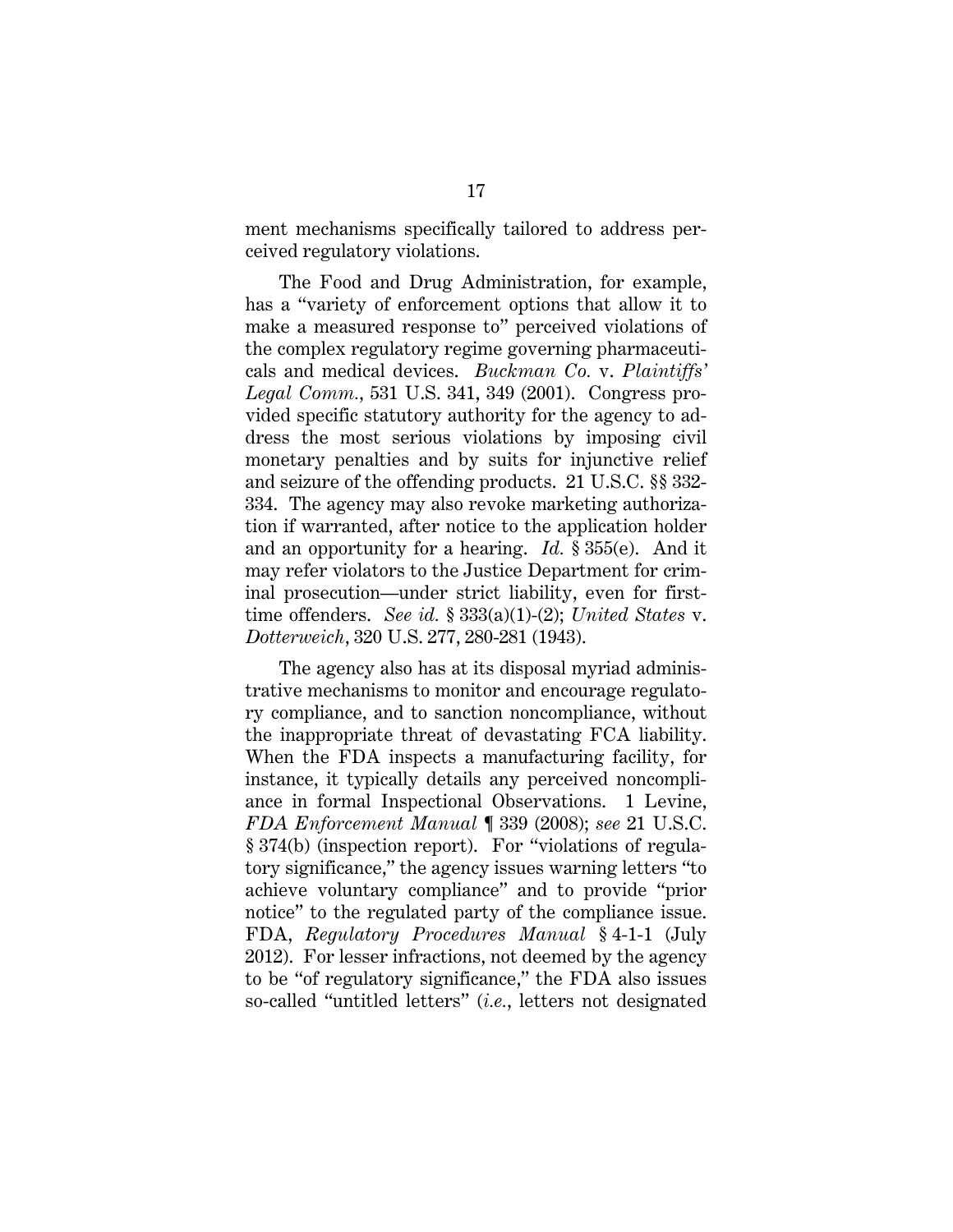ment mechanisms specifically tailored to address perceived regulatory violations.

The Food and Drug Administration, for example, has a "variety of enforcement options that allow it to make a measured response to" perceived violations of the complex regulatory regime governing pharmaceuticals and medical devices. *Buckman Co.* v. *Plaintiffs' Legal Comm.*, 531 U.S. 341, 349 (2001). Congress provided specific statutory authority for the agency to address the most serious violations by imposing civil monetary penalties and by suits for injunctive relief and seizure of the offending products. 21 U.S.C. §§ 332-334. The agency may also revoke marketing authorization if warranted, after notice to the application holder and an opportunity for a hearing. *Id.* § 355(e). And it may refer violators to the Justice Department for criminal prosecution—under strict liability, even for first-time offenders. *See id.* § 333(a)(1)-(2); *United States* v. *Dotterweich*, 320 U.S. 277, 280-281 (1943).

The agency also has at its disposal myriad administrative mechanisms to monitor and encourage regulatory compliance, and to sanction noncompliance, without the inappropriate threat of devastating FCA liability. When the FDA inspects a manufacturing facility, for instance, it typically details any perceived noncompliance in formal Inspectional Observations. 1 Levine, *FDA Enforcement Manual* ¶ 339 (2008); *see* 21 U.S.C. § 374(b) (inspection report). For "violations of regulatory significance," the agency issues warning letters "to achieve voluntary compliance" and to provide "prior notice" to the regulated party of the compliance issue. FDA, *Regulatory Procedures Manual* § 4-1-1 (July 2012). For lesser infractions, not deemed by the agency to be "of regulatory significance," the FDA also issues so-called "untitled letters" (*i.e.*, letters not designated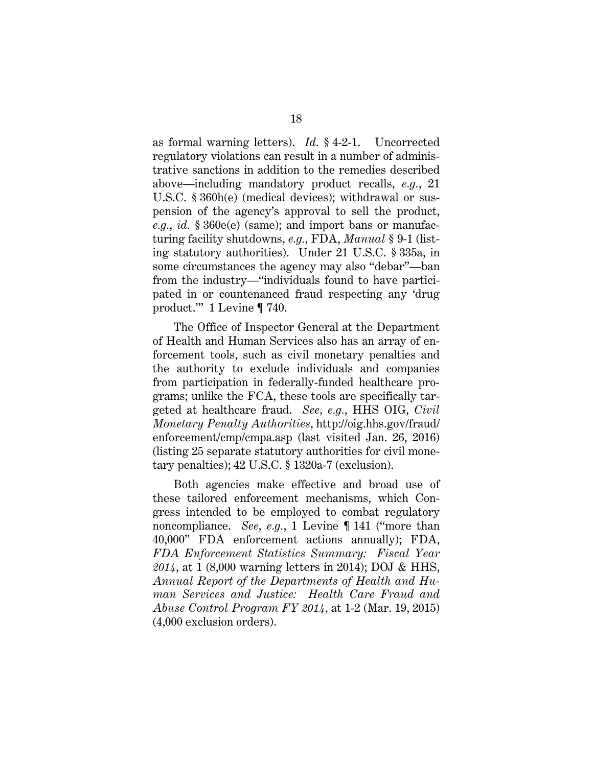as formal warning letters). *Id.* § 4-2-1. Uncorrected regulatory violations can result in a number of administrative sanctions in addition to the remedies described above—including mandatory product recalls, *e.g.*, 21 U.S.C. § 360h(e) (medical devices); withdrawal or suspension of the agency's approval to sell the product, *e.g.*, *id.* § 360e(e) (same); and import bans or manufacturing facility shutdowns, *e.g.*, FDA, *Manual* § 9-1 (listing statutory authorities). Under 21 U.S.C. § 335a, in some circumstances the agency may also "debar"—ban from the industry—"individuals found to have participated in or countenanced fraud respecting any 'drug product.'" 1 Levine ¶ 740.

The Office of Inspector General at the Department of Health and Human Services also has an array of enforcement tools, such as civil monetary penalties and the authority to exclude individuals and companies from participation in federally-funded healthcare programs; unlike the FCA, these tools are specifically targeted at healthcare fraud. *See, e.g.*, HHS OIG, *Civil Monetary Penalty Authorities*, http://oig.hhs.gov/fraud/enforcement/cmp/cmpa.asp (last visited Jan. 26, 2016) (listing 25 separate statutory authorities for civil monetary penalties); 42 U.S.C. § 1320a-7 (exclusion).

Both agencies make effective and broad use of these tailored enforcement mechanisms, which Congress intended to be employed to combat regulatory noncompliance. *See, e.g.*, 1 Levine ¶ 141 ("more than 40,000" FDA enforcement actions annually); FDA, *FDA Enforcement Statistics Summary: Fiscal Year 2014*, at 1 (8,000 warning letters in 2014); DOJ & HHS, *Annual Report of the Departments of Health and Human Services and Justice: Health Care Fraud and Abuse Control Program FY 2014*, at 1-2 (Mar. 19, 2015) (4,000 exclusion orders).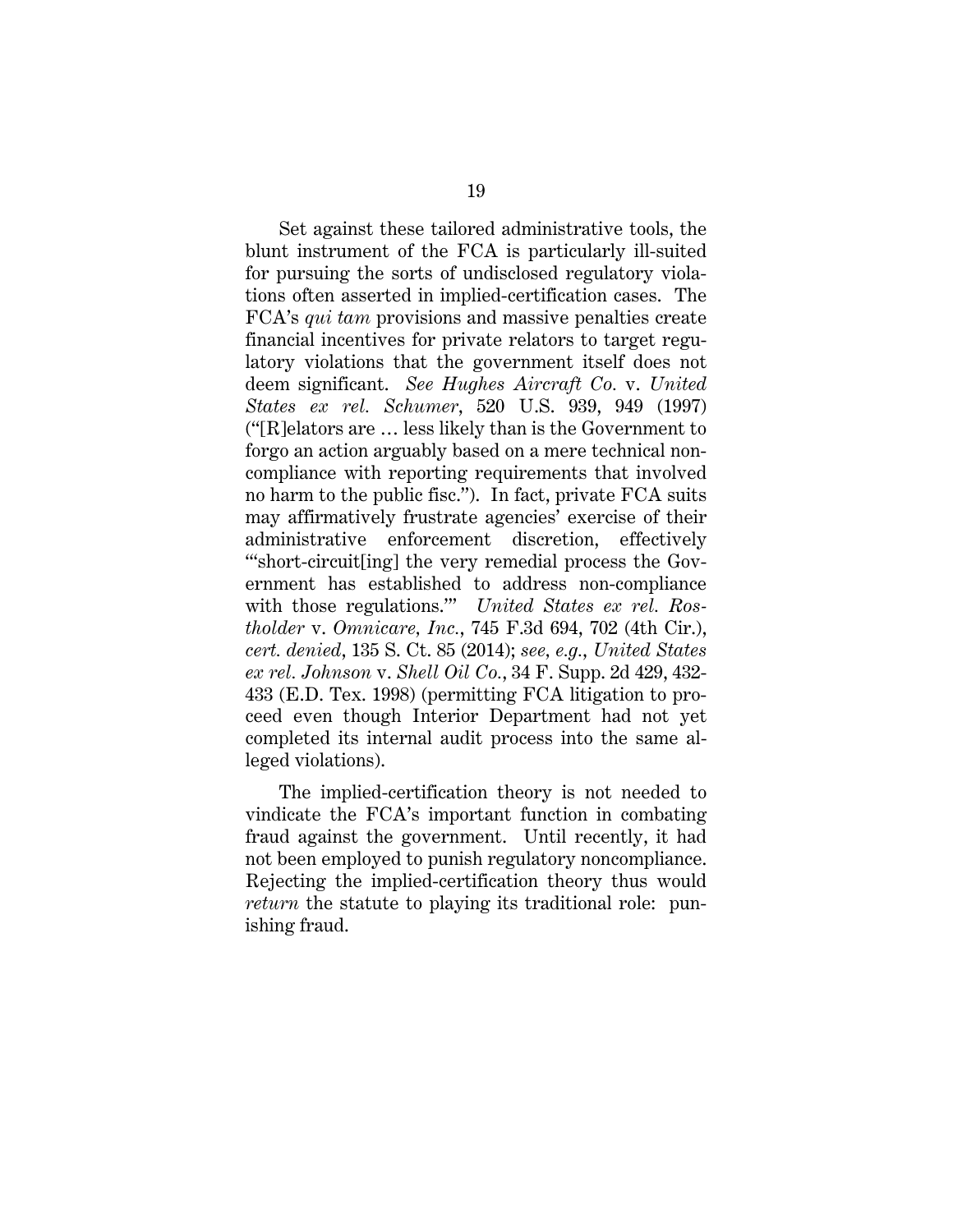Set against these tailored administrative tools, the blunt instrument of the FCA is particularly ill-suited for pursuing the sorts of undisclosed regulatory violations often asserted in implied-certification cases. The FCA's *qui tam* provisions and massive penalties create financial incentives for private relators to target regulatory violations that the government itself does not deem significant. *See Hughes Aircraft Co.* v. *United States ex rel. Schumer*, 520 U.S. 939, 949 (1997) ("[R]elators are … less likely than is the Government to forgo an action arguably based on a mere technical noncompliance with reporting requirements that involved no harm to the public fisc."). In fact, private FCA suits may affirmatively frustrate agencies' exercise of their administrative enforcement discretion, effectively "'short-circuit[ing] the very remedial process the Government has established to address non-compliance with those regulations.'" *United States ex rel. Rostholder* v. *Omnicare, Inc.*, 745 F.3d 694, 702 (4th Cir.), *cert. denied*, 135 S. Ct. 85 (2014); *see, e.g.*, *United States ex rel. Johnson* v. *Shell Oil Co.*, 34 F. Supp. 2d 429, 432-433 (E.D. Tex. 1998) (permitting FCA litigation to proceed even though Interior Department had not yet completed its internal audit process into the same alleged violations).

The implied-certification theory is not needed to vindicate the FCA's important function in combating fraud against the government. Until recently, it had not been employed to punish regulatory noncompliance. Rejecting the implied-certification theory thus would *return* the statute to playing its traditional role: punishing fraud.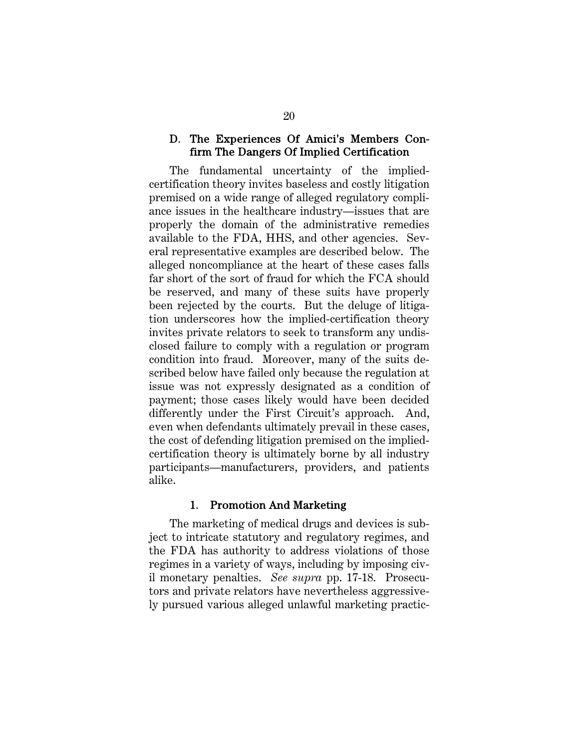### D. The Experiences Of Amici's Members Confirm The Dangers Of Implied Certification

The fundamental uncertainty of the implied-certification theory invites baseless and costly litigation premised on a wide range of alleged regulatory compliance issues in the healthcare industry—issues that are properly the domain of the administrative remedies available to the FDA, HHS, and other agencies. Several representative examples are described below. The alleged noncompliance at the heart of these cases falls far short of the sort of fraud for which the FCA should be reserved, and many of these suits have properly been rejected by the courts. But the deluge of litigation underscores how the implied-certification theory invites private relators to seek to transform any undisclosed failure to comply with a regulation or program condition into fraud. Moreover, many of the suits described below have failed only because the regulation at issue was not expressly designated as a condition of payment; those cases likely would have been decided differently under the First Circuit's approach. And, even when defendants ultimately prevail in these cases, the cost of defending litigation premised on the implied-certification theory is ultimately borne by all industry participants—manufacturers, providers, and patients alike.

#### 1. Promotion And Marketing

The marketing of medical drugs and devices is subject to intricate statutory and regulatory regimes, and the FDA has authority to address violations of those regimes in a variety of ways, including by imposing civil monetary penalties. *See supra* pp. 17-18. Prosecutors and private relators have nevertheless aggressively pursued various alleged unlawful marketing practic-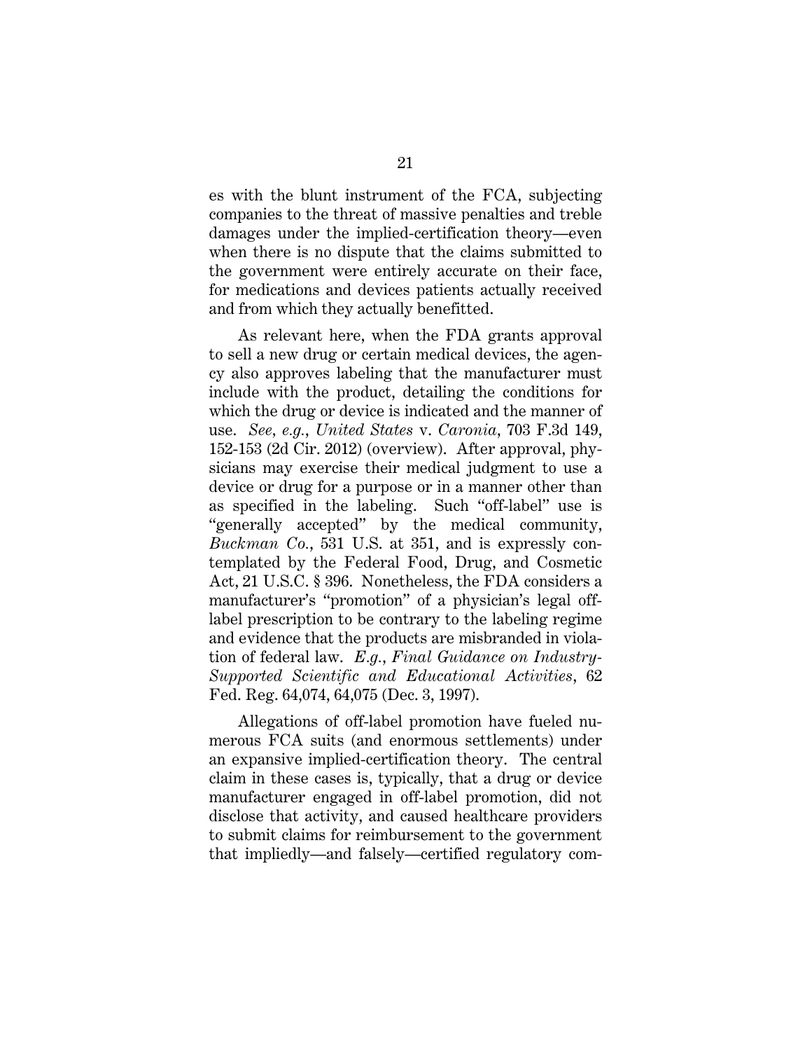es with the blunt instrument of the FCA, subjecting companies to the threat of massive penalties and treble damages under the implied-certification theory—even when there is no dispute that the claims submitted to the government were entirely accurate on their face, for medications and devices patients actually received and from which they actually benefitted.

As relevant here, when the FDA grants approval to sell a new drug or certain medical devices, the agency also approves labeling that the manufacturer must include with the product, detailing the conditions for which the drug or device is indicated and the manner of use. *See, e.g.*, *United States* v. *Caronia*, 703 F.3d 149, 152-153 (2d Cir. 2012) (overview). After approval, physicians may exercise their medical judgment to use a device or drug for a purpose or in a manner other than as specified in the labeling. Such "off-label" use is "generally accepted" by the medical community, *Buckman Co.*, 531 U.S. at 351, and is expressly contemplated by the Federal Food, Drug, and Cosmetic Act, 21 U.S.C. § 396. Nonetheless, the FDA considers a manufacturer's "promotion" of a physician's legal off-label prescription to be contrary to the labeling regime and evidence that the products are misbranded in violation of federal law. *E.g.*, *Final Guidance on Industry-Supported Scientific and Educational Activities*, 62 Fed. Reg. 64,074, 64,075 (Dec. 3, 1997).

Allegations of off-label promotion have fueled numerous FCA suits (and enormous settlements) under an expansive implied-certification theory. The central claim in these cases is, typically, that a drug or device manufacturer engaged in off-label promotion, did not disclose that activity, and caused healthcare providers to submit claims for reimbursement to the government that impliedly—and falsely—certified regulatory com-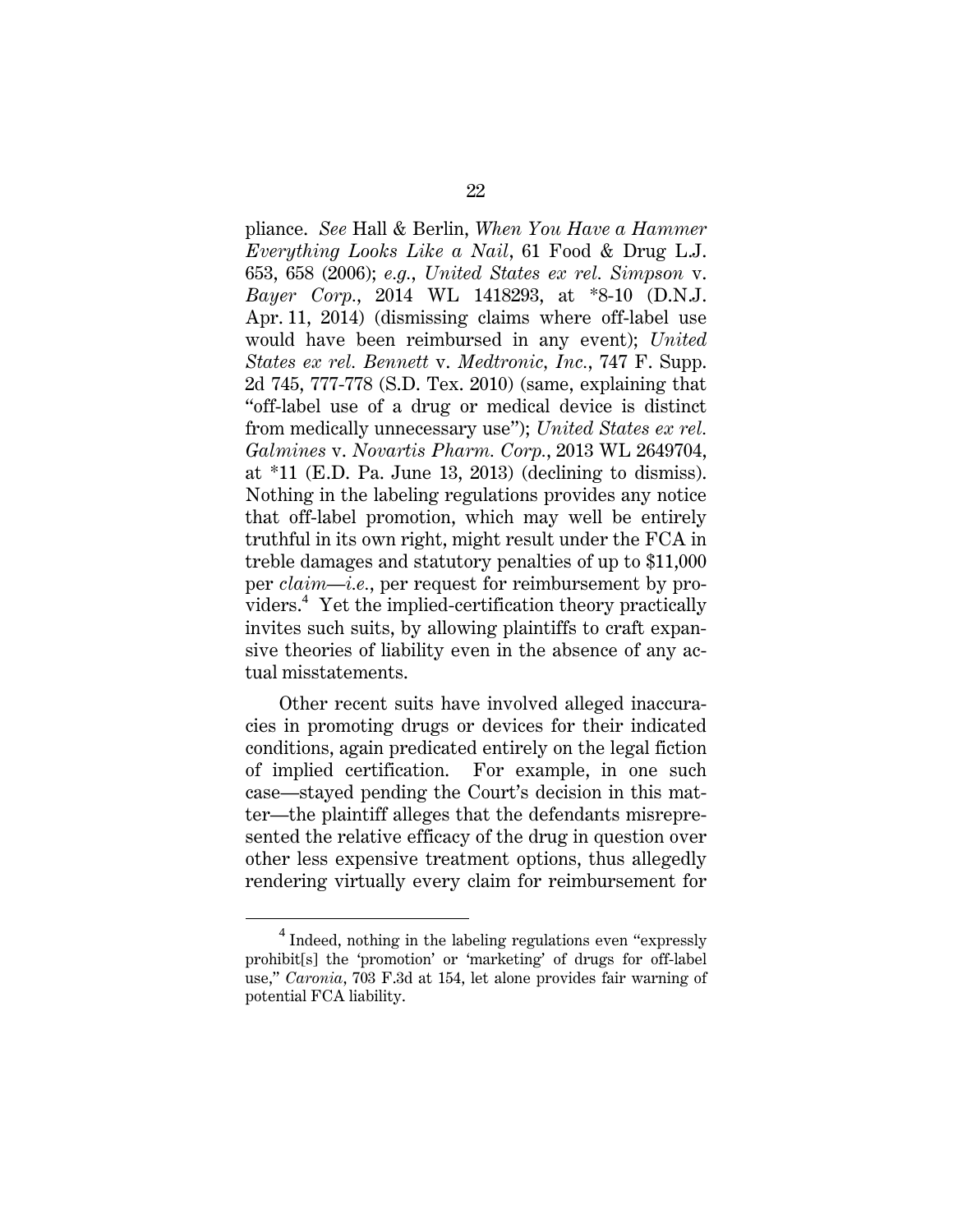pliance. *See* Hall & Berlin, *When You Have a Hammer Everything Looks Like a Nail*, 61 Food & Drug L.J. 653, 658 (2006); *e.g.*, *United States ex rel. Simpson* v. *Bayer Corp.*, 2014 WL 1418293, at *8-10 (D.N.J. Apr. 11, 2014) (dismissing claims where off-label use would have been reimbursed in any event); *United States ex rel. Bennett* v. *Medtronic, Inc.*, 747 F. Supp. 2d 745, 777-778 (S.D. Tex. 2010) (same, explaining that "off-label use of a drug or medical device is distinct from medically unnecessary use"); *United States ex rel. Galmines* v. *Novartis Pharm. Corp.*, 2013 WL 2649704, at *11 (E.D. Pa. June 13, 2013) (declining to dismiss). Nothing in the labeling regulations provides any notice that off-label promotion, which may well be entirely truthful in its own right, might result under the FCA in treble damages and statutory penalties of up to $11,000 per *claim*—*i.e.*, per request for reimbursement by providers.[4] Yet the implied-certification theory practically invites such suits, by allowing plaintiffs to craft expansive theories of liability even in the absence of any actual misstatements.

Other recent suits have involved alleged inaccuracies in promoting drugs or devices for their indicated conditions, again predicated entirely on the legal fiction of implied certification. For example, in one such case—stayed pending the Court's decision in this matter—the plaintiff alleges that the defendants misrepresented the relative efficacy of the drug in question over other less expensive treatment options, thus allegedly rendering virtually every claim for reimbursement for

[4] Indeed, nothing in the labeling regulations even "expressly prohibit[s] the 'promotion' or 'marketing' of drugs for off-label use," *Caronia*, 703 F.3d at 154, let alone provides fair warning of potential FCA liability.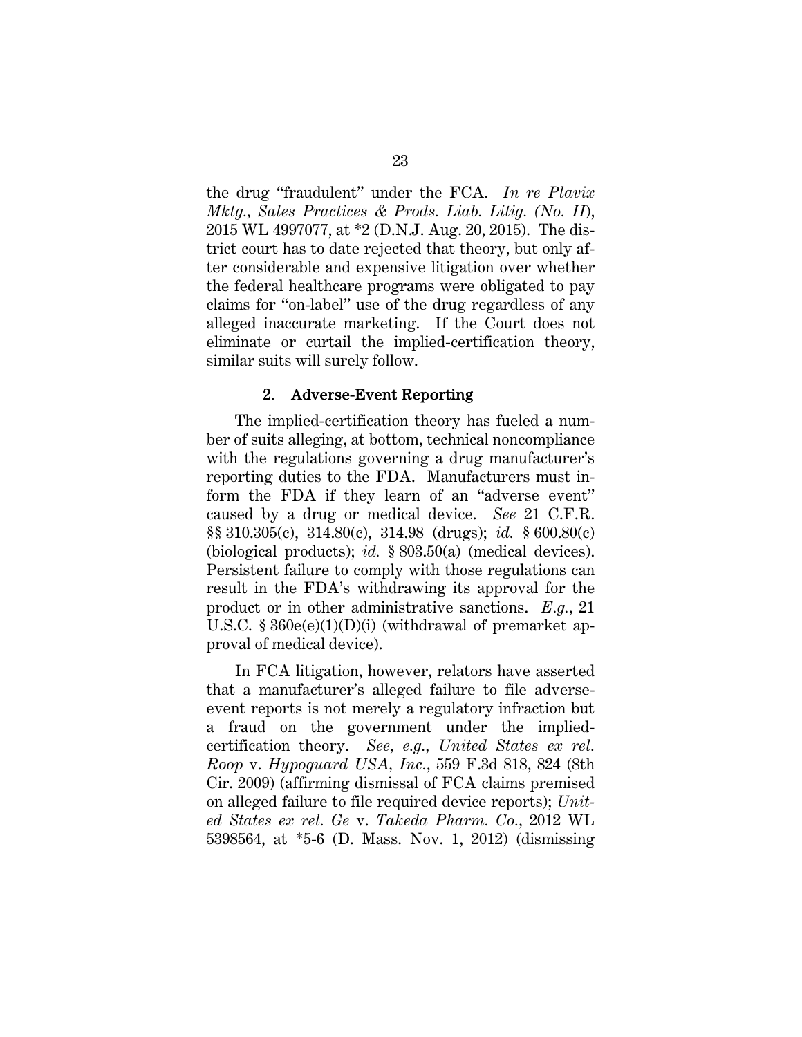the drug "fraudulent" under the FCA. *In re Plavix Mktg., Sales Practices & Prods. Liab. Litig. (No. II)*, 2015 WL 4997077, at *2 (D.N.J. Aug. 20, 2015). The district court has to date rejected that theory, but only after considerable and expensive litigation over whether the federal healthcare programs were obligated to pay claims for "on-label" use of the drug regardless of any alleged inaccurate marketing. If the Court does not eliminate or curtail the implied-certification theory, similar suits will surely follow.

### 2. Adverse-Event Reporting

The implied-certification theory has fueled a number of suits alleging, at bottom, technical noncompliance with the regulations governing a drug manufacturer's reporting duties to the FDA. Manufacturers must inform the FDA if they learn of an "adverse event" caused by a drug or medical device. *See* 21 C.F.R. §§ 310.305(c), 314.80(c), 314.98 (drugs); *id.* § 600.80(c) (biological products); *id.* § 803.50(a) (medical devices). Persistent failure to comply with those regulations can result in the FDA's withdrawing its approval for the product or in other administrative sanctions. *E.g.*, 21 U.S.C. § 360e(e)(1)(D)(i) (withdrawal of premarket approval of medical device).

In FCA litigation, however, relators have asserted that a manufacturer's alleged failure to file adverse-event reports is not merely a regulatory infraction but a fraud on the government under the implied-certification theory. *See, e.g.*, *United States ex rel. Roop* v. *Hypoguard USA, Inc.*, 559 F.3d 818, 824 (8th Cir. 2009) (affirming dismissal of FCA claims premised on alleged failure to file required device reports); *United States ex rel. Ge* v. *Takeda Pharm. Co.*, 2012 WL 5398564, at *5-6 (D. Mass. Nov. 1, 2012) (dismissing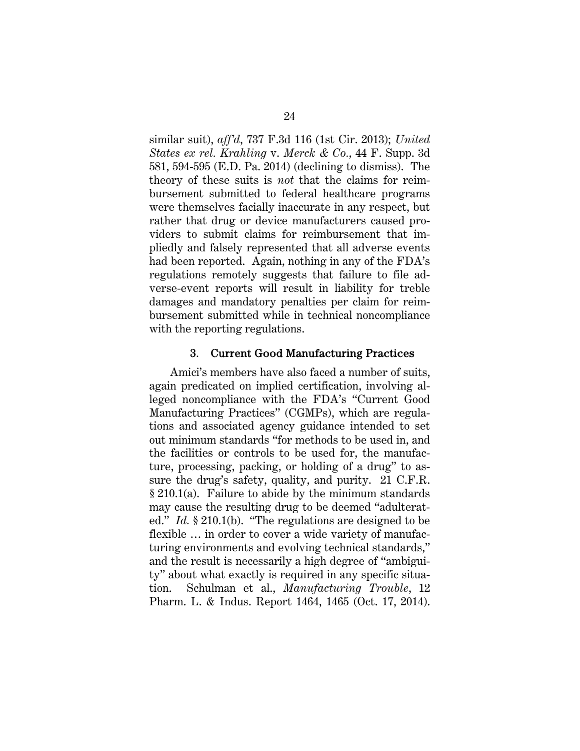similar suit), *aff'd*, 737 F.3d 116 (1st Cir. 2013); *United States ex rel. Krahling* v. *Merck & Co.*, 44 F. Supp. 3d 581, 594-595 (E.D. Pa. 2014) (declining to dismiss). The theory of these suits is *not* that the claims for reimbursement submitted to federal healthcare programs were themselves facially inaccurate in any respect, but rather that drug or device manufacturers caused providers to submit claims for reimbursement that impliedly and falsely represented that all adverse events had been reported. Again, nothing in any of the FDA's regulations remotely suggests that failure to file adverse-event reports will result in liability for treble damages and mandatory penalties per claim for reimbursement submitted while in technical noncompliance with the reporting regulations.

### 3. Current Good Manufacturing Practices

Amici's members have also faced a number of suits, again predicated on implied certification, involving alleged noncompliance with the FDA's "Current Good Manufacturing Practices" (CGMPs), which are regulations and associated agency guidance intended to set out minimum standards "for methods to be used in, and the facilities or controls to be used for, the manufacture, processing, packing, or holding of a drug" to assure the drug's safety, quality, and purity. 21 C.F.R. § 210.1(a). Failure to abide by the minimum standards may cause the resulting drug to be deemed "adulterated." *Id.* § 210.1(b). "The regulations are designed to be flexible … in order to cover a wide variety of manufacturing environments and evolving technical standards," and the result is necessarily a high degree of "ambiguity" about what exactly is required in any specific situation. Schulman et al., *Manufacturing Trouble*, 12 Pharm. L. & Indus. Report 1464, 1465 (Oct. 17, 2014).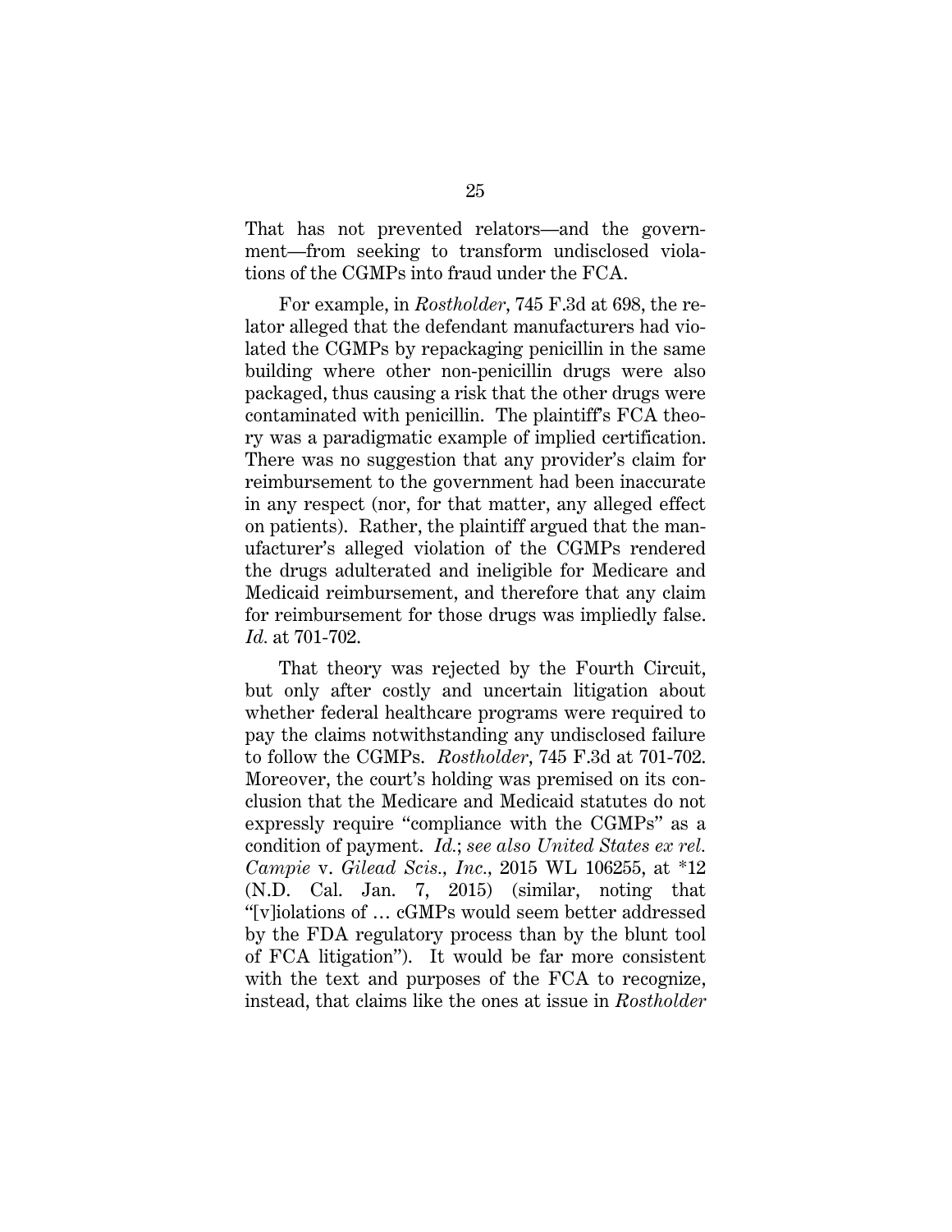That has not prevented relators—and the government—from seeking to transform undisclosed violations of the CGMPs into fraud under the FCA.

For example, in *Rostholder*, 745 F.3d at 698, the relator alleged that the defendant manufacturers had violated the CGMPs by repackaging penicillin in the same building where other non-penicillin drugs were also packaged, thus causing a risk that the other drugs were contaminated with penicillin. The plaintiff's FCA theory was a paradigmatic example of implied certification. There was no suggestion that any provider's claim for reimbursement to the government had been inaccurate in any respect (nor, for that matter, any alleged effect on patients). Rather, the plaintiff argued that the manufacturer's alleged violation of the CGMPs rendered the drugs adulterated and ineligible for Medicare and Medicaid reimbursement, and therefore that any claim for reimbursement for those drugs was impliedly false. *Id.* at 701-702.

That theory was rejected by the Fourth Circuit, but only after costly and uncertain litigation about whether federal healthcare programs were required to pay the claims notwithstanding any undisclosed failure to follow the CGMPs. *Rostholder*, 745 F.3d at 701-702. Moreover, the court's holding was premised on its conclusion that the Medicare and Medicaid statutes do not expressly require "compliance with the CGMPs" as a condition of payment. *Id.*; *see also United States ex rel. Campie* v. *Gilead Scis., Inc.*, 2015 WL 106255, at *12 (N.D. Cal. Jan. 7, 2015) (similar, noting that "[v]iolations of … cGMPs would seem better addressed by the FDA regulatory process than by the blunt tool of FCA litigation"). It would be far more consistent with the text and purposes of the FCA to recognize, instead, that claims like the ones at issue in *Rostholder*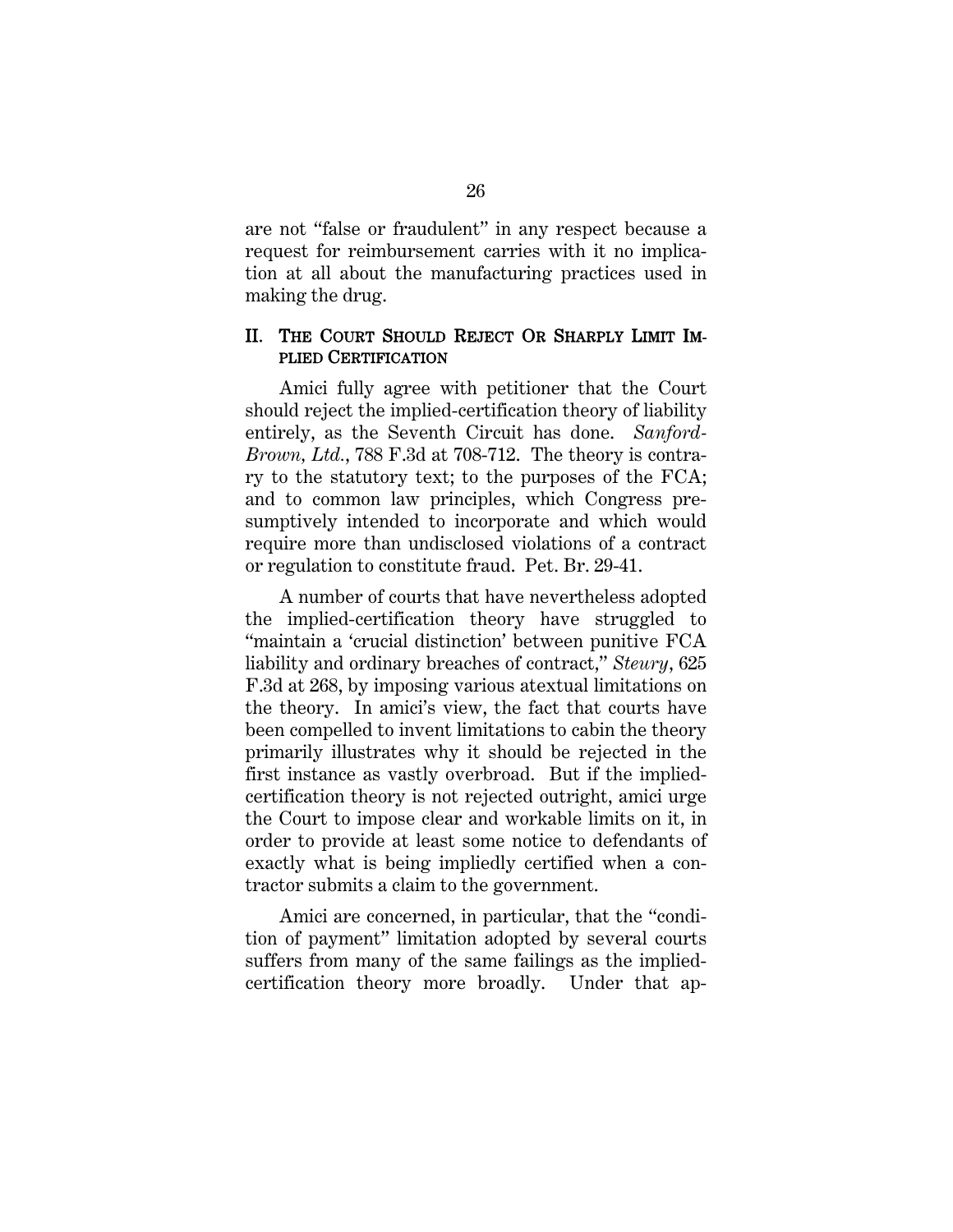are not "false or fraudulent" in any respect because a request for reimbursement carries with it no implication at all about the manufacturing practices used in making the drug.

## II. THE COURT SHOULD REJECT OR SHARPLY LIMIT IMPLIED CERTIFICATION

Amici fully agree with petitioner that the Court should reject the implied-certification theory of liability entirely, as the Seventh Circuit has done. *Sanford-Brown, Ltd.*, 788 F.3d at 708-712. The theory is contrary to the statutory text; to the purposes of the FCA; and to common law principles, which Congress presumptively intended to incorporate and which would require more than undisclosed violations of a contract or regulation to constitute fraud. Pet. Br. 29-41.

A number of courts that have nevertheless adopted the implied-certification theory have struggled to "maintain a 'crucial distinction' between punitive FCA liability and ordinary breaches of contract," *Steury*, 625 F.3d at 268, by imposing various atextual limitations on the theory. In amici's view, the fact that courts have been compelled to invent limitations to cabin the theory primarily illustrates why it should be rejected in the first instance as vastly overbroad. But if the implied-certification theory is not rejected outright, amici urge the Court to impose clear and workable limits on it, in order to provide at least some notice to defendants of exactly what is being impliedly certified when a contractor submits a claim to the government.

Amici are concerned, in particular, that the "condition of payment" limitation adopted by several courts suffers from many of the same failings as the implied-certification theory more broadly. Under that ap-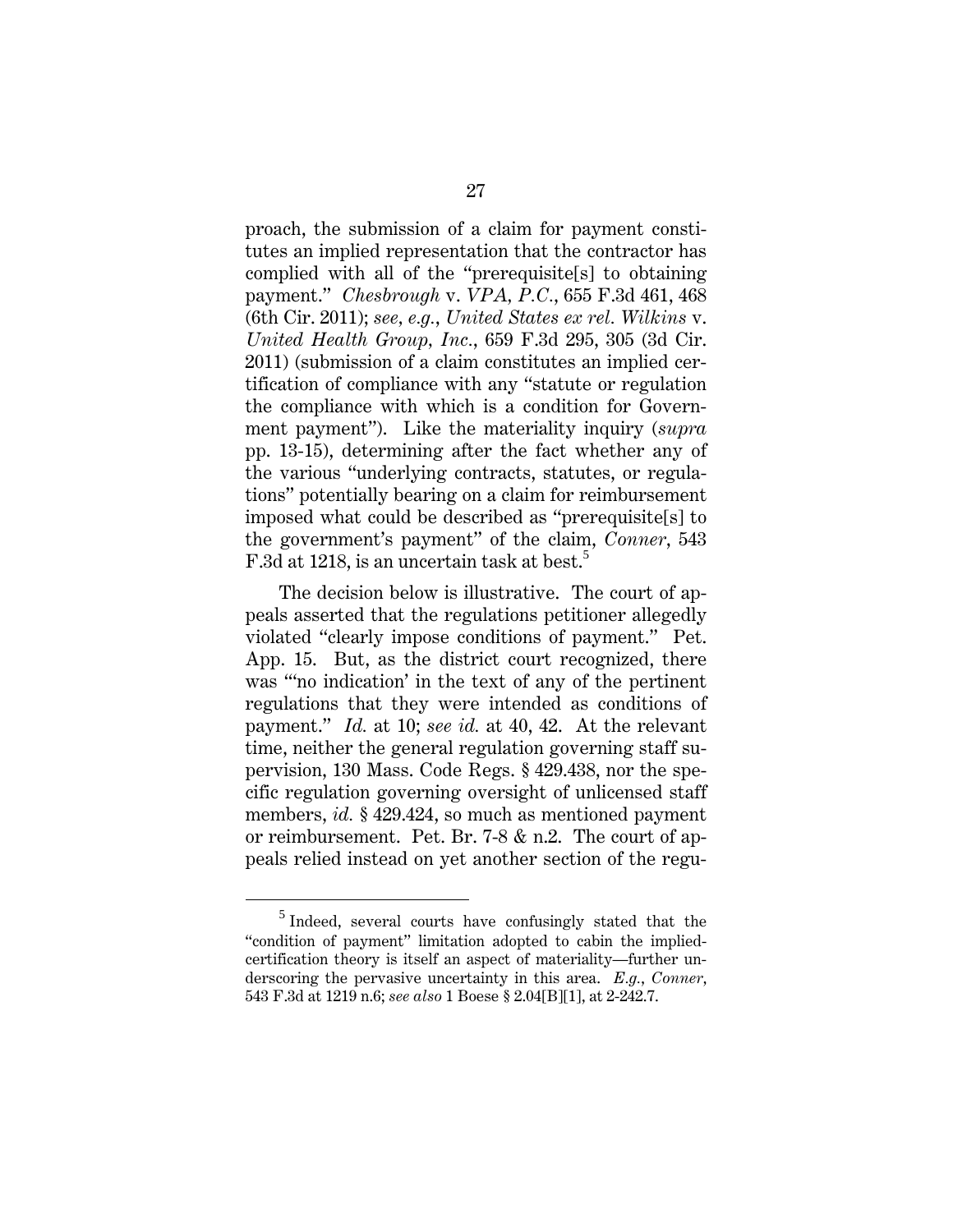proach, the submission of a claim for payment constitutes an implied representation that the contractor has complied with all of the "prerequisite[s] to obtaining payment." *Chesbrough* v. *VPA, P.C.*, 655 F.3d 461, 468 (6th Cir. 2011); *see, e.g.*, *United States ex rel. Wilkins* v. *United Health Group, Inc.*, 659 F.3d 295, 305 (3d Cir. 2011) (submission of a claim constitutes an implied certification of compliance with any "statute or regulation the compliance with which is a condition for Government payment"). Like the materiality inquiry (*supra* pp. 13-15), determining after the fact whether any of the various "underlying contracts, statutes, or regulations" potentially bearing on a claim for reimbursement imposed what could be described as "prerequisite[s] to the government's payment" of the claim, *Conner*, 543 F.3d at 1218, is an uncertain task at best.[5]

The decision below is illustrative. The court of appeals asserted that the regulations petitioner allegedly violated "clearly impose conditions of payment." Pet. App. 15. But, as the district court recognized, there was "'no indication' in the text of any of the pertinent regulations that they were intended as conditions of payment." *Id.* at 10; *see id.* at 40, 42. At the relevant time, neither the general regulation governing staff supervision, 130 Mass. Code Regs. § 429.438, nor the specific regulation governing oversight of unlicensed staff members, *id.* § 429.424, so much as mentioned payment or reimbursement. Pet. Br. 7-8 & n.2. The court of appeals relied instead on yet another section of the regu-

---

[5] Indeed, several courts have confusingly stated that the "condition of payment" limitation adopted to cabin the implied-certification theory is itself an aspect of materiality—further underscoring the pervasive uncertainty in this area. *E.g.*, *Conner*, 543 F.3d at 1219 n.6; *see also* 1 Boese § 2.04[B][1], at 2-242.7.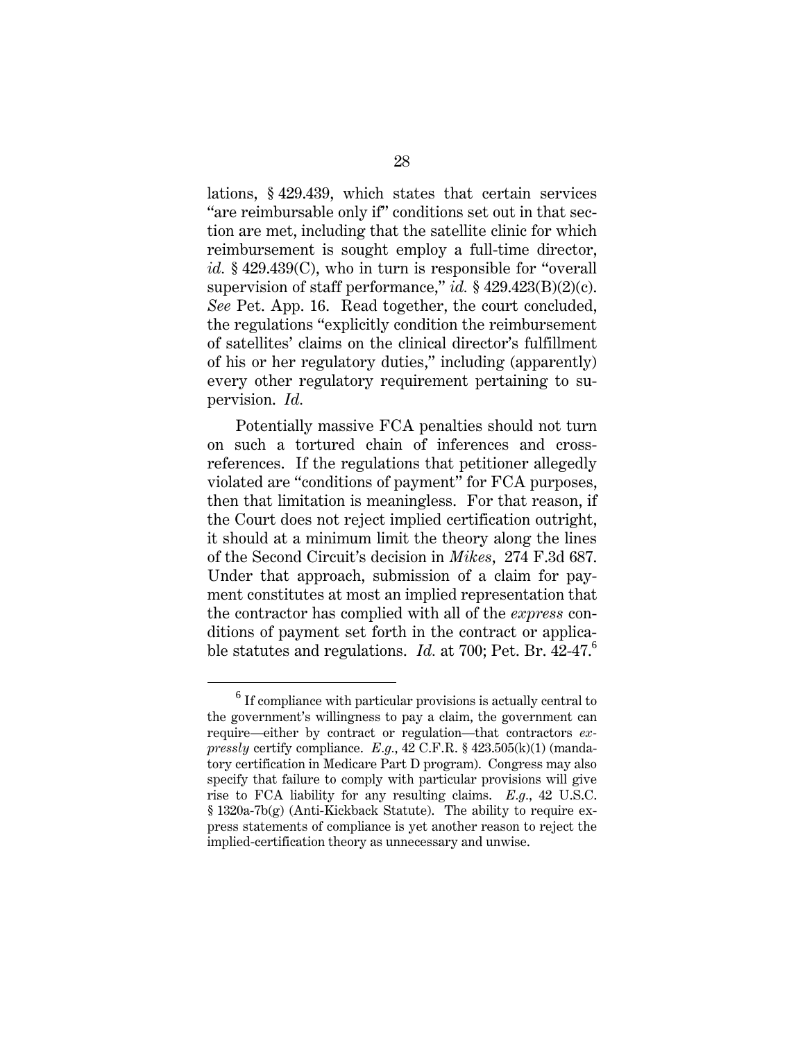lations, § 429.439, which states that certain services "are reimbursable only if" conditions set out in that section are met, including that the satellite clinic for which reimbursement is sought employ a full-time director, *id.* § 429.439(C), who in turn is responsible for "overall supervision of staff performance," *id.* § 429.423(B)(2)(c). *See* Pet. App. 16. Read together, the court concluded, the regulations "explicitly condition the reimbursement of satellites' claims on the clinical director's fulfillment of his or her regulatory duties," including (apparently) every other regulatory requirement pertaining to supervision. *Id.*

Potentially massive FCA penalties should not turn on such a tortured chain of inferences and cross-references. If the regulations that petitioner allegedly violated are "conditions of payment" for FCA purposes, then that limitation is meaningless. For that reason, if the Court does not reject implied certification outright, it should at a minimum limit the theory along the lines of the Second Circuit's decision in *Mikes*, 274 F.3d 687. Under that approach, submission of a claim for payment constitutes at most an implied representation that the contractor has complied with all of the *express* conditions of payment set forth in the contract or applicable statutes and regulations. *Id.* at 700; Pet. Br. 42-47.[6]

[6] If compliance with particular provisions is actually central to the government's willingness to pay a claim, the government can require—either by contract or regulation—that contractors *expressly* certify compliance. *E.g.*, 42 C.F.R. § 423.505(k)(1) (mandatory certification in Medicare Part D program). Congress may also specify that failure to comply with particular provisions will give rise to FCA liability for any resulting claims. *E.g.*, 42 U.S.C. § 1320a-7b(g) (Anti-Kickback Statute). The ability to require express statements of compliance is yet another reason to reject the implied-certification theory as unnecessary and unwise.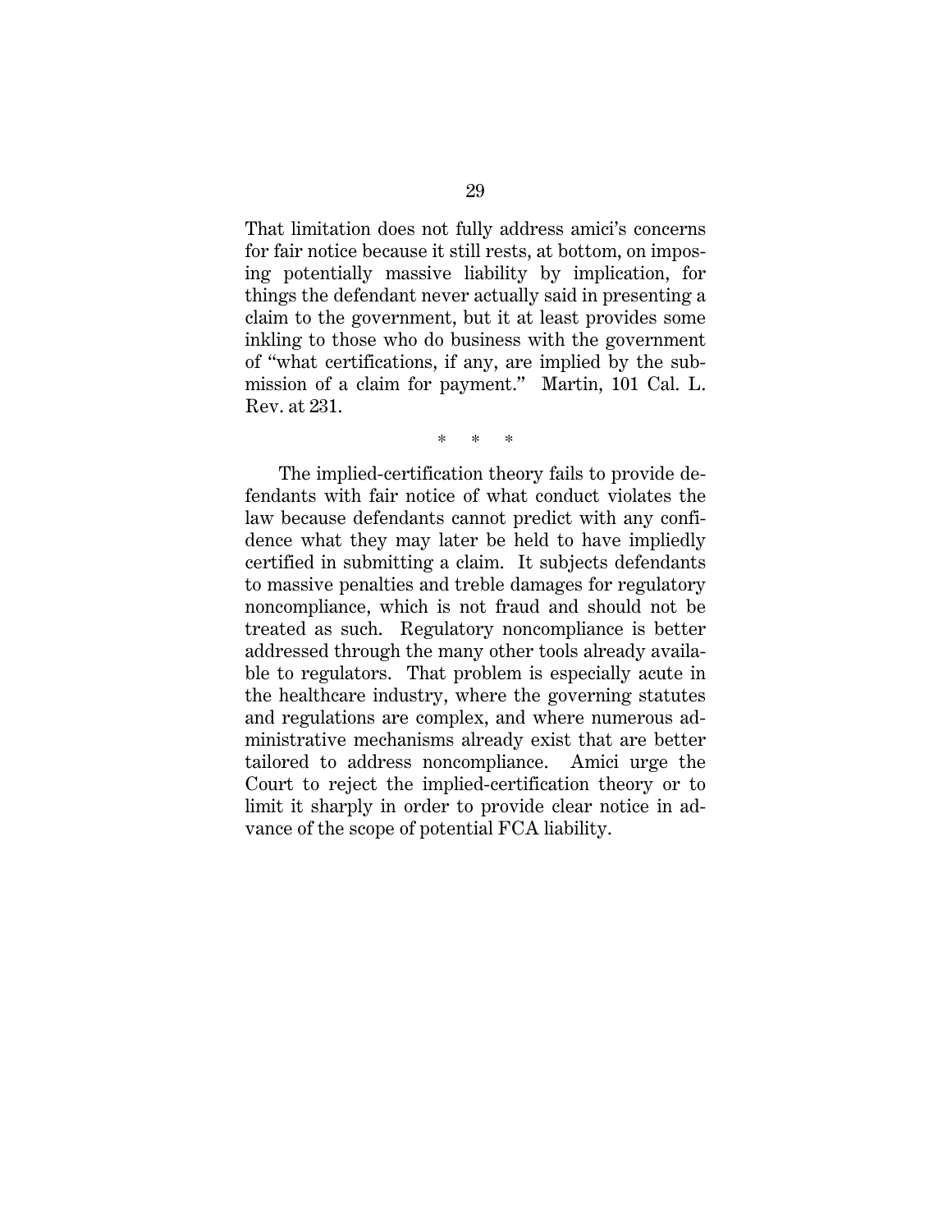That limitation does not fully address amici's concerns for fair notice because it still rests, at bottom, on imposing potentially massive liability by implication, for things the defendant never actually said in presenting a claim to the government, but it at least provides some inkling to those who do business with the government of "what certifications, if any, are implied by the submission of a claim for payment." Martin, 101 Cal. L. Rev. at 231.

\* \* \*

The implied-certification theory fails to provide defendants with fair notice of what conduct violates the law because defendants cannot predict with any confidence what they may later be held to have impliedly certified in submitting a claim. It subjects defendants to massive penalties and treble damages for regulatory noncompliance, which is not fraud and should not be treated as such. Regulatory noncompliance is better addressed through the many other tools already available to regulators. That problem is especially acute in the healthcare industry, where the governing statutes and regulations are complex, and where numerous administrative mechanisms already exist that are better tailored to address noncompliance. Amici urge the Court to reject the implied-certification theory or to limit it sharply in order to provide clear notice in advance of the scope of potential FCA liability.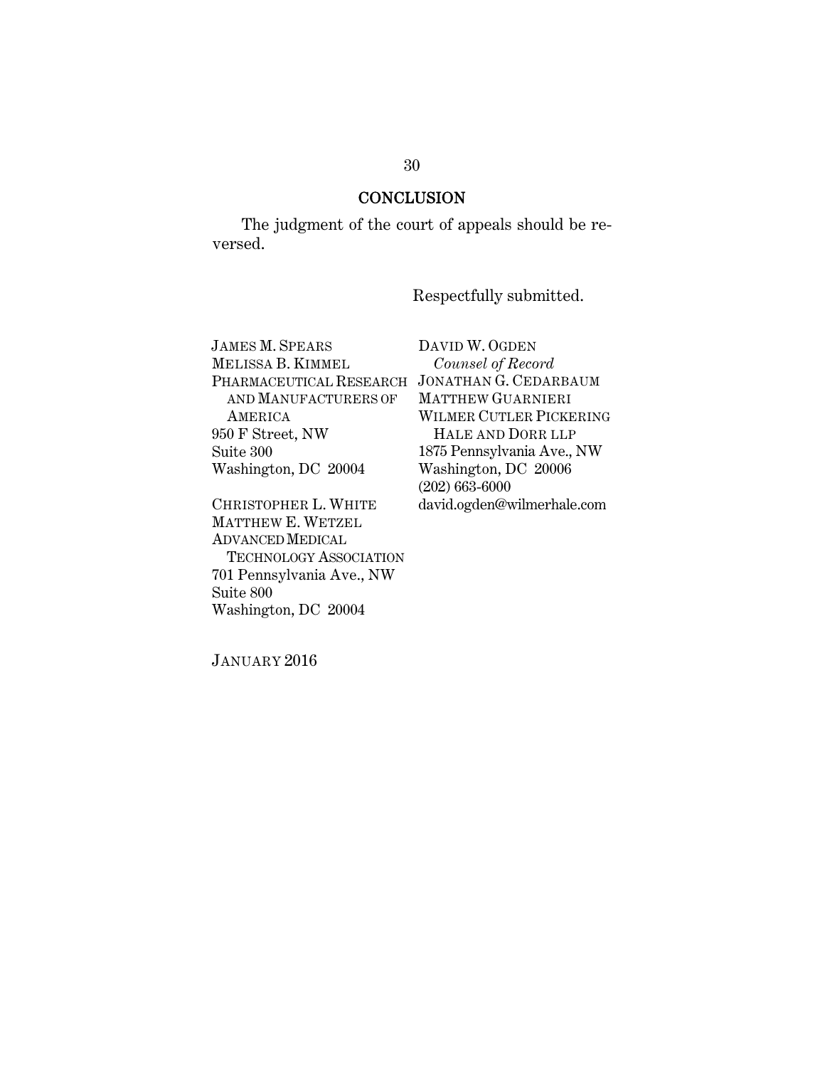## CONCLUSION

The judgment of the court of appeals should be reversed.

Respectfully submitted.

JAMES M. SPEARS
MELISSA B. KIMMEL
PHARMACEUTICAL RESEARCH AND MANUFACTURERS OF AMERICA
950 F Street, NW
Suite 300
Washington, DC 20004

CHRISTOPHER L. WHITE
MATTHEW E. WETZEL
ADVANCED MEDICAL TECHNOLOGY ASSOCIATION
701 Pennsylvania Ave., NW
Suite 800
Washington, DC 20004

DAVID W. OGDEN
*Counsel of Record*
JONATHAN G. CEDARBAUM
MATTHEW GUARNIERI
WILMER CUTLER PICKERING HALE AND DORR LLP
1875 Pennsylvania Ave., NW
Washington, DC 20006
(202) 663-6000
david.ogden@wilmerhale.com

JANUARY 2016